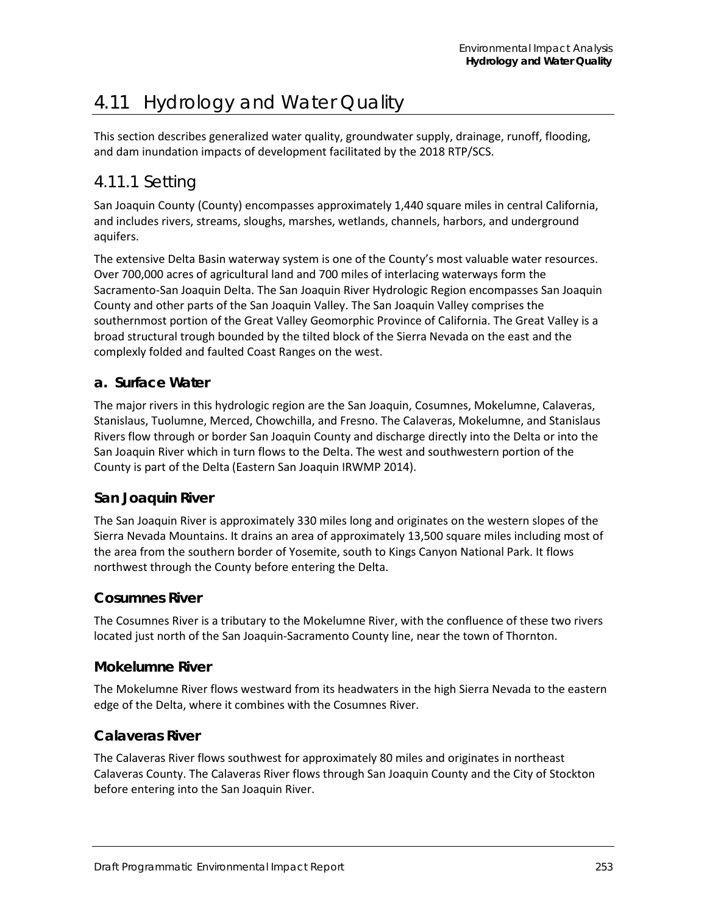# 4.11 Hydrology and Water Quality

This section describes generalized water quality, groundwater supply, drainage, runoff, flooding, and dam inundation impacts of development facilitated by the 2018 RTP/SCS.

## 4.11.1 Setting

San Joaquin County (County) encompasses approximately 1,440 square miles in central California, and includes rivers, streams, sloughs, marshes, wetlands, channels, harbors, and underground aquifers.

The extensive Delta Basin waterway system is one of the County's most valuable water resources. Over 700,000 acres of agricultural land and 700 miles of interlacing waterways form the Sacramento-San Joaquin Delta. The San Joaquin River Hydrologic Region encompasses San Joaquin County and other parts of the San Joaquin Valley. The San Joaquin Valley comprises the southernmost portion of the Great Valley Geomorphic Province of California. The Great Valley is a broad structural trough bounded by the tilted block of the Sierra Nevada on the east and the complexly folded and faulted Coast Ranges on the west.

### a. Surface Water

The major rivers in this hydrologic region are the San Joaquin, Cosumnes, Mokelumne, Calaveras, Stanislaus, Tuolumne, Merced, Chowchilla, and Fresno. The Calaveras, Mokelumne, and Stanislaus Rivers flow through or border San Joaquin County and discharge directly into the Delta or into the San Joaquin River which in turn flows to the Delta. The west and southwestern portion of the County is part of the Delta (Eastern San Joaquin IRWMP 2014).

#### San Joaquin River

The San Joaquin River is approximately 330 miles long and originates on the western slopes of the Sierra Nevada Mountains. It drains an area of approximately 13,500 square miles including most of the area from the southern border of Yosemite, south to Kings Canyon National Park. It flows northwest through the County before entering the Delta.

#### Cosumnes River

The Cosumnes River is a tributary to the Mokelumne River, with the confluence of these two rivers located just north of the San Joaquin-Sacramento County line, near the town of Thornton.

#### Mokelumne River

The Mokelumne River flows westward from its headwaters in the high Sierra Nevada to the eastern edge of the Delta, where it combines with the Cosumnes River.

#### Calaveras River

The Calaveras River flows southwest for approximately 80 miles and originates in northeast Calaveras County. The Calaveras River flows through San Joaquin County and the City of Stockton before entering into the San Joaquin River.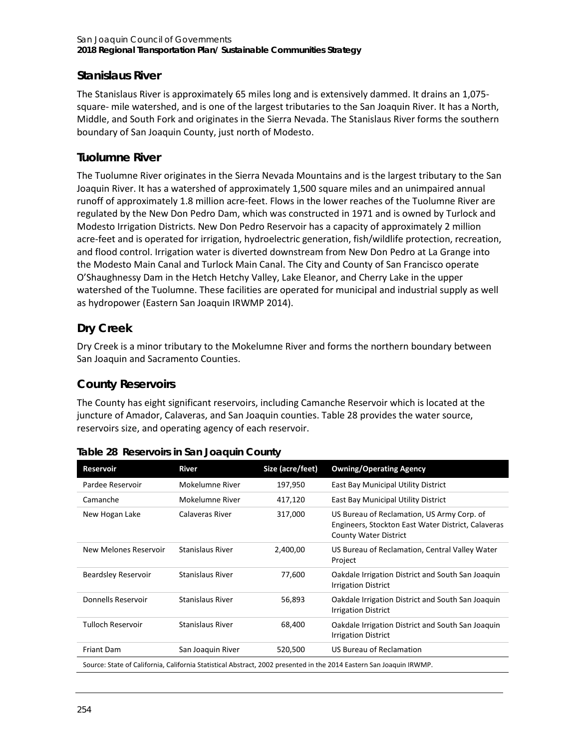### Stanislaus River

The Stanislaus River is approximately 65 miles long and is extensively dammed. It drains an 1,075-square- mile watershed, and is one of the largest tributaries to the San Joaquin River. It has a North, Middle, and South Fork and originates in the Sierra Nevada. The Stanislaus River forms the southern boundary of San Joaquin County, just north of Modesto.

### Tuolumne River

The Tuolumne River originates in the Sierra Nevada Mountains and is the largest tributary to the San Joaquin River. It has a watershed of approximately 1,500 square miles and an unimpaired annual runoff of approximately 1.8 million acre-feet. Flows in the lower reaches of the Tuolumne River are regulated by the New Don Pedro Dam, which was constructed in 1971 and is owned by Turlock and Modesto Irrigation Districts. New Don Pedro Reservoir has a capacity of approximately 2 million acre-feet and is operated for irrigation, hydroelectric generation, fish/wildlife protection, recreation, and flood control. Irrigation water is diverted downstream from New Don Pedro at La Grange into the Modesto Main Canal and Turlock Main Canal. The City and County of San Francisco operate O'Shaughnessy Dam in the Hetch Hetchy Valley, Lake Eleanor, and Cherry Lake in the upper watershed of the Tuolumne. These facilities are operated for municipal and industrial supply as well as hydropower (Eastern San Joaquin IRWMP 2014).

### Dry Creek

Dry Creek is a minor tributary to the Mokelumne River and forms the northern boundary between San Joaquin and Sacramento Counties.

### County Reservoirs

The County has eight significant reservoirs, including Camanche Reservoir which is located at the juncture of Amador, Calaveras, and San Joaquin counties. Table 28 provides the water source, reservoirs size, and operating agency of each reservoir.

**Table 28 Reservoirs in San Joaquin County**

| Reservoir | River | Size (acre/feet) | Owning/Operating Agency |
|---|---|---|---|
| Pardee Reservoir | Mokelumne River | 197,950 | East Bay Municipal Utility District |
| Camanche | Mokelumne River | 417,120 | East Bay Municipal Utility District |
| New Hogan Lake | Calaveras River | 317,000 | US Bureau of Reclamation, US Army Corp. of Engineers, Stockton East Water District, Calaveras County Water District |
| New Melones Reservoir | Stanislaus River | 2,400,00 | US Bureau of Reclamation, Central Valley Water Project |
| Beardsley Reservoir | Stanislaus River | 77,600 | Oakdale Irrigation District and South San Joaquin Irrigation District |
| Donnells Reservoir | Stanislaus River | 56,893 | Oakdale Irrigation District and South San Joaquin Irrigation District |
| Tulloch Reservoir | Stanislaus River | 68,400 | Oakdale Irrigation District and South San Joaquin Irrigation District |
| Friant Dam | San Joaquin River | 520,500 | US Bureau of Reclamation |

Source: State of California, California Statistical Abstract, 2002 presented in the 2014 Eastern San Joaquin IRWMP.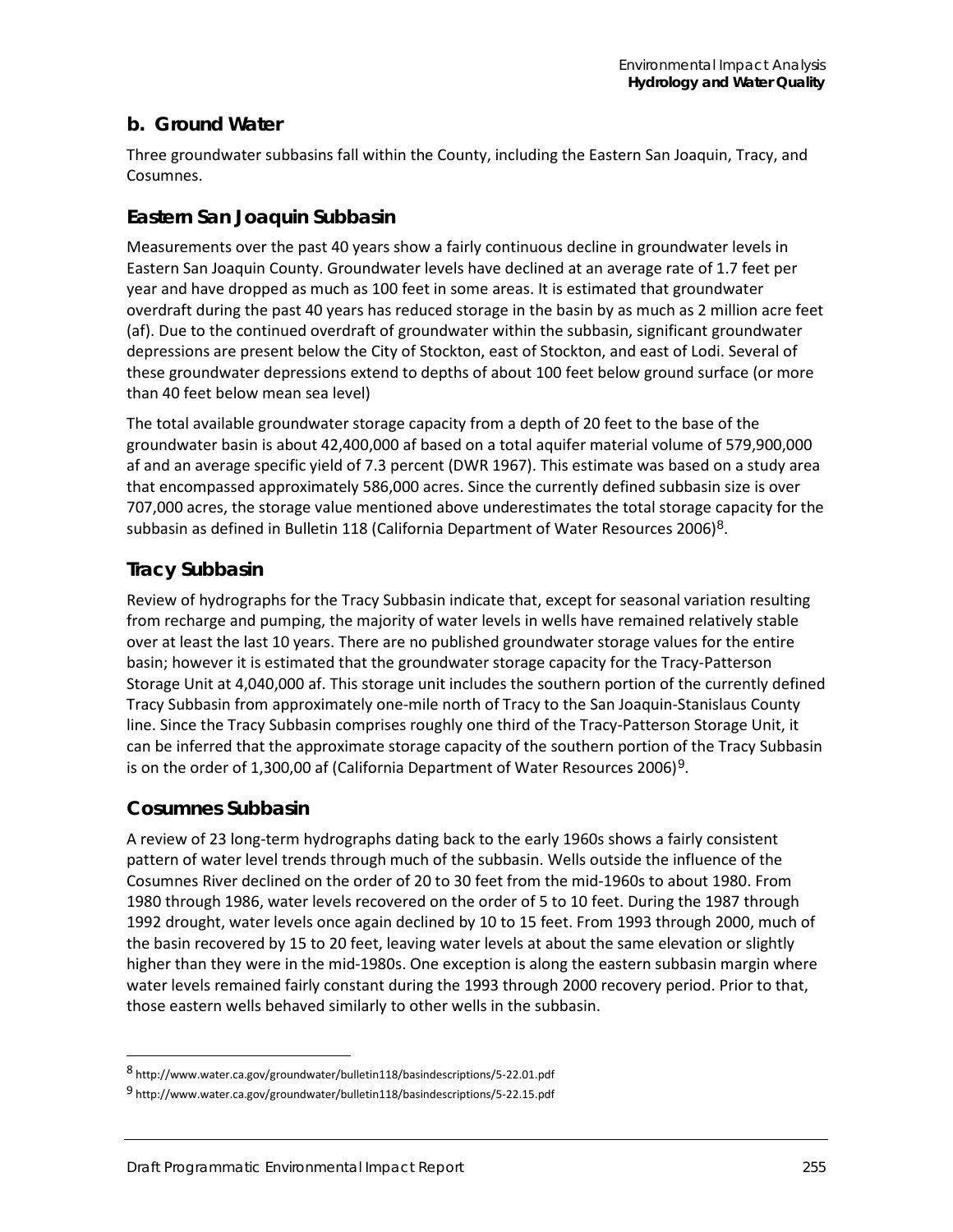## b. Ground Water

Three groundwater subbasins fall within the County, including the Eastern San Joaquin, Tracy, and Cosumnes.

### Eastern San Joaquin Subbasin

Measurements over the past 40 years show a fairly continuous decline in groundwater levels in Eastern San Joaquin County. Groundwater levels have declined at an average rate of 1.7 feet per year and have dropped as much as 100 feet in some areas. It is estimated that groundwater overdraft during the past 40 years has reduced storage in the basin by as much as 2 million acre feet (af). Due to the continued overdraft of groundwater within the subbasin, significant groundwater depressions are present below the City of Stockton, east of Stockton, and east of Lodi. Several of these groundwater depressions extend to depths of about 100 feet below ground surface (or more than 40 feet below mean sea level)

The total available groundwater storage capacity from a depth of 20 feet to the base of the groundwater basin is about 42,400,000 af based on a total aquifer material volume of 579,900,000 af and an average specific yield of 7.3 percent (DWR 1967). This estimate was based on a study area that encompassed approximately 586,000 acres. Since the currently defined subbasin size is over 707,000 acres, the storage value mentioned above underestimates the total storage capacity for the subbasin as defined in Bulletin 118 (California Department of Water Resources 2006)[8].

### Tracy Subbasin

Review of hydrographs for the Tracy Subbasin indicate that, except for seasonal variation resulting from recharge and pumping, the majority of water levels in wells have remained relatively stable over at least the last 10 years. There are no published groundwater storage values for the entire basin; however it is estimated that the groundwater storage capacity for the Tracy-Patterson Storage Unit at 4,040,000 af. This storage unit includes the southern portion of the currently defined Tracy Subbasin from approximately one-mile north of Tracy to the San Joaquin-Stanislaus County line. Since the Tracy Subbasin comprises roughly one third of the Tracy-Patterson Storage Unit, it can be inferred that the approximate storage capacity of the southern portion of the Tracy Subbasin is on the order of 1,300,00 af (California Department of Water Resources 2006)[9].

### Cosumnes Subbasin

A review of 23 long-term hydrographs dating back to the early 1960s shows a fairly consistent pattern of water level trends through much of the subbasin. Wells outside the influence of the Cosumnes River declined on the order of 20 to 30 feet from the mid-1960s to about 1980. From 1980 through 1986, water levels recovered on the order of 5 to 10 feet. During the 1987 through 1992 drought, water levels once again declined by 10 to 15 feet. From 1993 through 2000, much of the basin recovered by 15 to 20 feet, leaving water levels at about the same elevation or slightly higher than they were in the mid-1980s. One exception is along the eastern subbasin margin where water levels remained fairly constant during the 1993 through 2000 recovery period. Prior to that, those eastern wells behaved similarly to other wells in the subbasin.

---

[8] http://www.water.ca.gov/groundwater/bulletin118/basindescriptions/5-22.01.pdf

[9] http://www.water.ca.gov/groundwater/bulletin118/basindescriptions/5-22.15.pdf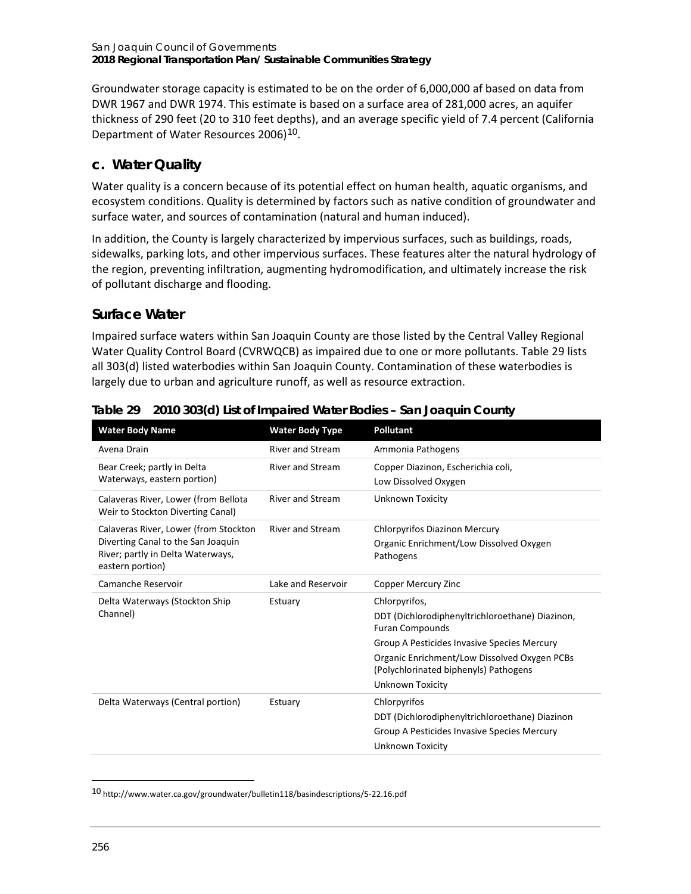Groundwater storage capacity is estimated to be on the order of 6,000,000 af based on data from DWR 1967 and DWR 1974. This estimate is based on a surface area of 281,000 acres, an aquifer thickness of 290 feet (20 to 310 feet depths), and an average specific yield of 7.4 percent (California Department of Water Resources 2006)[10].

## c. Water Quality

Water quality is a concern because of its potential effect on human health, aquatic organisms, and ecosystem conditions. Quality is determined by factors such as native condition of groundwater and surface water, and sources of contamination (natural and human induced).

In addition, the County is largely characterized by impervious surfaces, such as buildings, roads, sidewalks, parking lots, and other impervious surfaces. These features alter the natural hydrology of the region, preventing infiltration, augmenting hydromodification, and ultimately increase the risk of pollutant discharge and flooding.

### Surface Water

Impaired surface waters within San Joaquin County are those listed by the Central Valley Regional Water Quality Control Board (CVRWQCB) as impaired due to one or more pollutants. Table 29 lists all 303(d) listed waterbodies within San Joaquin County. Contamination of these waterbodies is largely due to urban and agriculture runoff, as well as resource extraction.

**Table 29 2010 303(d) List of Impaired Water Bodies – San Joaquin County**

| Water Body Name | Water Body Type | Pollutant |
|---|---|---|
| Avena Drain | River and Stream | Ammonia Pathogens |
| Bear Creek; partly in Delta Waterways, eastern portion) | River and Stream | Copper Diazinon, Escherichia coli, Low Dissolved Oxygen |
| Calaveras River, Lower (from Bellota Weir to Stockton Diverting Canal) | River and Stream | Unknown Toxicity |
| Calaveras River, Lower (from Stockton Diverting Canal to the San Joaquin River; partly in Delta Waterways, eastern portion) | River and Stream | Chlorpyrifos Diazinon Mercury Organic Enrichment/Low Dissolved Oxygen Pathogens |
| Camanche Reservoir | Lake and Reservoir | Copper Mercury Zinc |
| Delta Waterways (Stockton Ship Channel) | Estuary | Chlorpyrifos, DDT (Dichlorodiphenyltrichloroethane) Diazinon, Furan Compounds Group A Pesticides Invasive Species Mercury Organic Enrichment/Low Dissolved Oxygen PCBs (Polychlorinated biphenyls) Pathogens Unknown Toxicity |
| Delta Waterways (Central portion) | Estuary | Chlorpyrifos DDT (Dichlorodiphenyltrichloroethane) Diazinon Group A Pesticides Invasive Species Mercury Unknown Toxicity |

[10] http://www.water.ca.gov/groundwater/bulletin118/basindescriptions/5-22.16.pdf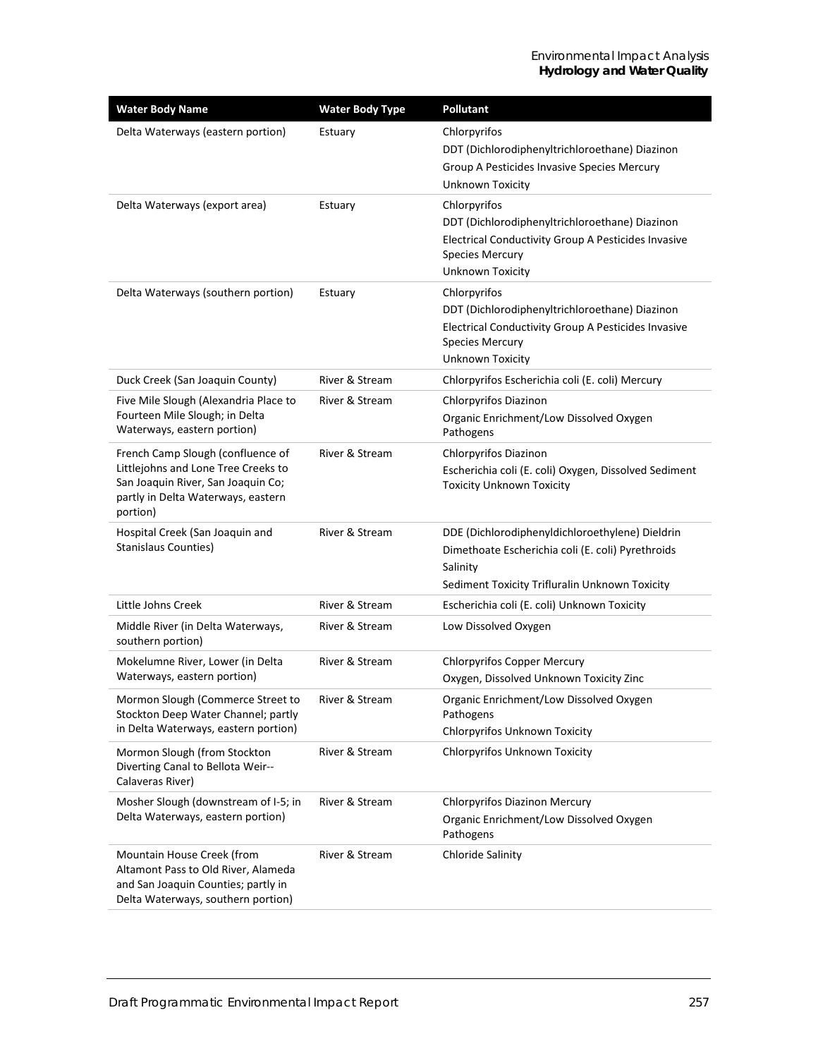| Water Body Name | Water Body Type | Pollutant |
|---|---|---|
| Delta Waterways (eastern portion) | Estuary | Chlorpyrifos<br>DDT (Dichlorodiphenyltrichloroethane) Diazinon<br>Group A Pesticides Invasive Species Mercury<br>Unknown Toxicity |
| Delta Waterways (export area) | Estuary | Chlorpyrifos<br>DDT (Dichlorodiphenyltrichloroethane) Diazinon<br>Electrical Conductivity Group A Pesticides Invasive Species Mercury<br>Unknown Toxicity |
| Delta Waterways (southern portion) | Estuary | Chlorpyrifos<br>DDT (Dichlorodiphenyltrichloroethane) Diazinon<br>Electrical Conductivity Group A Pesticides Invasive Species Mercury<br>Unknown Toxicity |
| Duck Creek (San Joaquin County) | River & Stream | Chlorpyrifos Escherichia coli (E. coli) Mercury |
| Five Mile Slough (Alexandria Place to Fourteen Mile Slough; in Delta Waterways, eastern portion) | River & Stream | Chlorpyrifos Diazinon<br>Organic Enrichment/Low Dissolved Oxygen Pathogens |
| French Camp Slough (confluence of Littlejohns and Lone Tree Creeks to San Joaquin River, San Joaquin Co; partly in Delta Waterways, eastern portion) | River & Stream | Chlorpyrifos Diazinon<br>Escherichia coli (E. coli) Oxygen, Dissolved Sediment Toxicity Unknown Toxicity |
| Hospital Creek (San Joaquin and Stanislaus Counties) | River & Stream | DDE (Dichlorodiphenyldichloroethylene) Dieldrin<br>Dimethoate Escherichia coli (E. coli) Pyrethroids<br>Salinity<br>Sediment Toxicity Trifluralin Unknown Toxicity |
| Little Johns Creek | River & Stream | Escherichia coli (E. coli) Unknown Toxicity |
| Middle River (in Delta Waterways, southern portion) | River & Stream | Low Dissolved Oxygen |
| Mokelumne River, Lower (in Delta Waterways, eastern portion) | River & Stream | Chlorpyrifos Copper Mercury<br>Oxygen, Dissolved Unknown Toxicity Zinc |
| Mormon Slough (Commerce Street to Stockton Deep Water Channel; partly in Delta Waterways, eastern portion) | River & Stream | Organic Enrichment/Low Dissolved Oxygen Pathogens<br>Chlorpyrifos Unknown Toxicity |
| Mormon Slough (from Stockton Diverting Canal to Bellota Weir--Calaveras River) | River & Stream | Chlorpyrifos Unknown Toxicity |
| Mosher Slough (downstream of I-5; in Delta Waterways, eastern portion) | River & Stream | Chlorpyrifos Diazinon Mercury<br>Organic Enrichment/Low Dissolved Oxygen Pathogens |
| Mountain House Creek (from Altamont Pass to Old River, Alameda and San Joaquin Counties; partly in Delta Waterways, southern portion) | River & Stream | Chloride Salinity |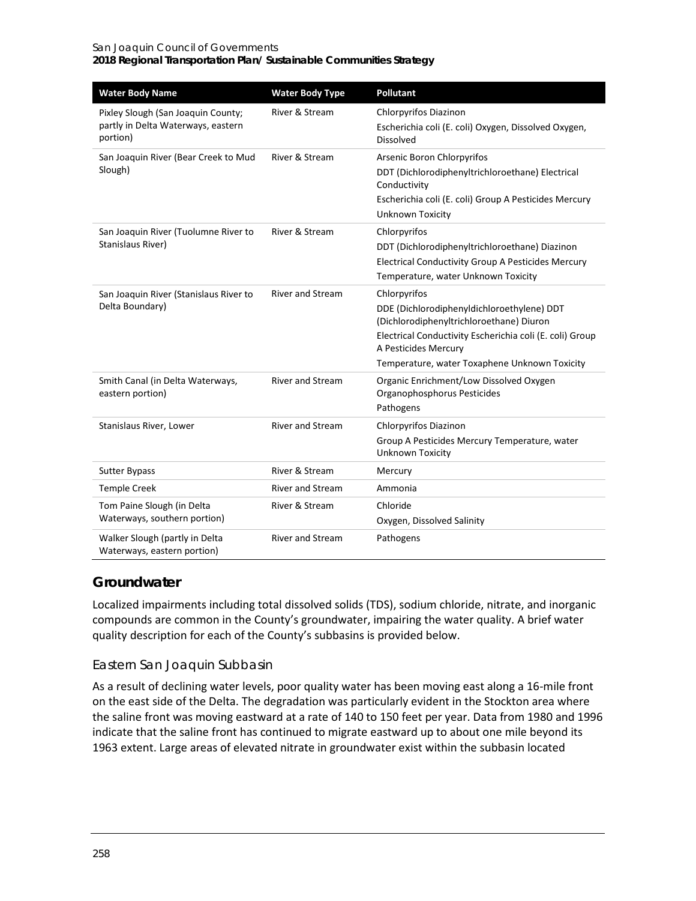| Water Body Name | Water Body Type | Pollutant |
|---|---|---|
| Pixley Slough (San Joaquin County; partly in Delta Waterways, eastern portion) | River & Stream | Chlorpyrifos Diazinon<br>Escherichia coli (E. coli) Oxygen, Dissolved Oxygen, Dissolved |
| San Joaquin River (Bear Creek to Mud Slough) | River & Stream | Arsenic Boron Chlorpyrifos<br>DDT (Dichlorodiphenyltrichloroethane) Electrical Conductivity<br>Escherichia coli (E. coli) Group A Pesticides Mercury<br>Unknown Toxicity |
| San Joaquin River (Tuolumne River to Stanislaus River) | River & Stream | Chlorpyrifos<br>DDT (Dichlorodiphenyltrichloroethane) Diazinon<br>Electrical Conductivity Group A Pesticides Mercury<br>Temperature, water Unknown Toxicity |
| San Joaquin River (Stanislaus River to Delta Boundary) | River and Stream | Chlorpyrifos<br>DDE (Dichlorodiphenyldichloroethylene) DDT (Dichlorodiphenyltrichloroethane) Diuron<br>Electrical Conductivity Escherichia coli (E. coli) Group A Pesticides Mercury<br>Temperature, water Toxaphene Unknown Toxicity |
| Smith Canal (in Delta Waterways, eastern portion) | River and Stream | Organic Enrichment/Low Dissolved Oxygen Organophosphorus Pesticides<br>Pathogens |
| Stanislaus River, Lower | River and Stream | Chlorpyrifos Diazinon<br>Group A Pesticides Mercury Temperature, water Unknown Toxicity |
| Sutter Bypass | River & Stream | Mercury |
| Temple Creek | River and Stream | Ammonia |
| Tom Paine Slough (in Delta Waterways, southern portion) | River & Stream | Chloride<br>Oxygen, Dissolved Salinity |
| Walker Slough (partly in Delta Waterways, eastern portion) | River and Stream | Pathogens |

## Groundwater

Localized impairments including total dissolved solids (TDS), sodium chloride, nitrate, and inorganic compounds are common in the County's groundwater, impairing the water quality. A brief water quality description for each of the County's subbasins is provided below.

### Eastern San Joaquin Subbasin

As a result of declining water levels, poor quality water has been moving east along a 16-mile front on the east side of the Delta. The degradation was particularly evident in the Stockton area where the saline front was moving eastward at a rate of 140 to 150 feet per year. Data from 1980 and 1996 indicate that the saline front has continued to migrate eastward up to about one mile beyond its 1963 extent. Large areas of elevated nitrate in groundwater exist within the subbasin located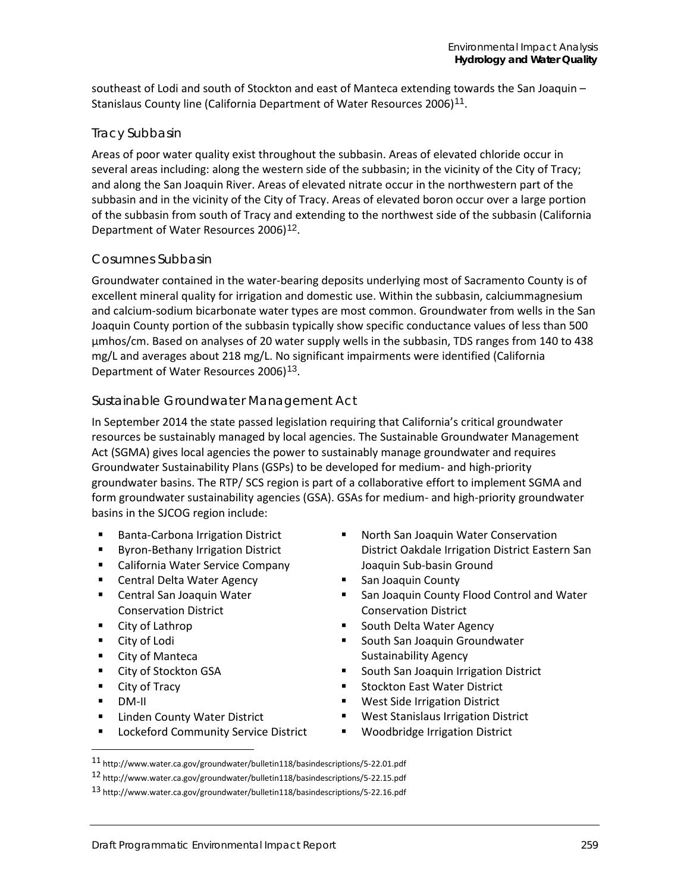southeast of Lodi and south of Stockton and east of Manteca extending towards the San Joaquin – Stanislaus County line (California Department of Water Resources 2006)[11].

### Tracy Subbasin

Areas of poor water quality exist throughout the subbasin. Areas of elevated chloride occur in several areas including: along the western side of the subbasin; in the vicinity of the City of Tracy; and along the San Joaquin River. Areas of elevated nitrate occur in the northwestern part of the subbasin and in the vicinity of the City of Tracy. Areas of elevated boron occur over a large portion of the subbasin from south of Tracy and extending to the northwest side of the subbasin (California Department of Water Resources 2006)[12].

### Cosumnes Subbasin

Groundwater contained in the water-bearing deposits underlying most of Sacramento County is of excellent mineral quality for irrigation and domestic use. Within the subbasin, calciummagnesium and calcium-sodium bicarbonate water types are most common. Groundwater from wells in the San Joaquin County portion of the subbasin typically show specific conductance values of less than 500 µmhos/cm. Based on analyses of 20 water supply wells in the subbasin, TDS ranges from 140 to 438 mg/L and averages about 218 mg/L. No significant impairments were identified (California Department of Water Resources 2006)[13].

### Sustainable Groundwater Management Act

In September 2014 the state passed legislation requiring that California's critical groundwater resources be sustainably managed by local agencies. The Sustainable Groundwater Management Act (SGMA) gives local agencies the power to sustainably manage groundwater and requires Groundwater Sustainability Plans (GSPs) to be developed for medium- and high-priority groundwater basins. The RTP/ SCS region is part of a collaborative effort to implement SGMA and form groundwater sustainability agencies (GSA). GSAs for medium- and high-priority groundwater basins in the SJCOG region include:

- Banta-Carbona Irrigation District
- Byron-Bethany Irrigation District
- California Water Service Company
- Central Delta Water Agency
- Central San Joaquin Water Conservation District
- City of Lathrop
- City of Lodi
- City of Manteca
- City of Stockton GSA
- City of Tracy
- DM-II
- Linden County Water District
- Lockeford Community Service District
- North San Joaquin Water Conservation District Oakdale Irrigation District Eastern San Joaquin Sub-basin Ground
- San Joaquin County
- San Joaquin County Flood Control and Water Conservation District
- South Delta Water Agency
- South San Joaquin Groundwater Sustainability Agency
- South San Joaquin Irrigation District
- Stockton East Water District
- West Side Irrigation District
- West Stanislaus Irrigation District
- Woodbridge Irrigation District

[11] http://www.water.ca.gov/groundwater/bulletin118/basindescriptions/5-22.01.pdf

[12] http://www.water.ca.gov/groundwater/bulletin118/basindescriptions/5-22.15.pdf

[13] http://www.water.ca.gov/groundwater/bulletin118/basindescriptions/5-22.16.pdf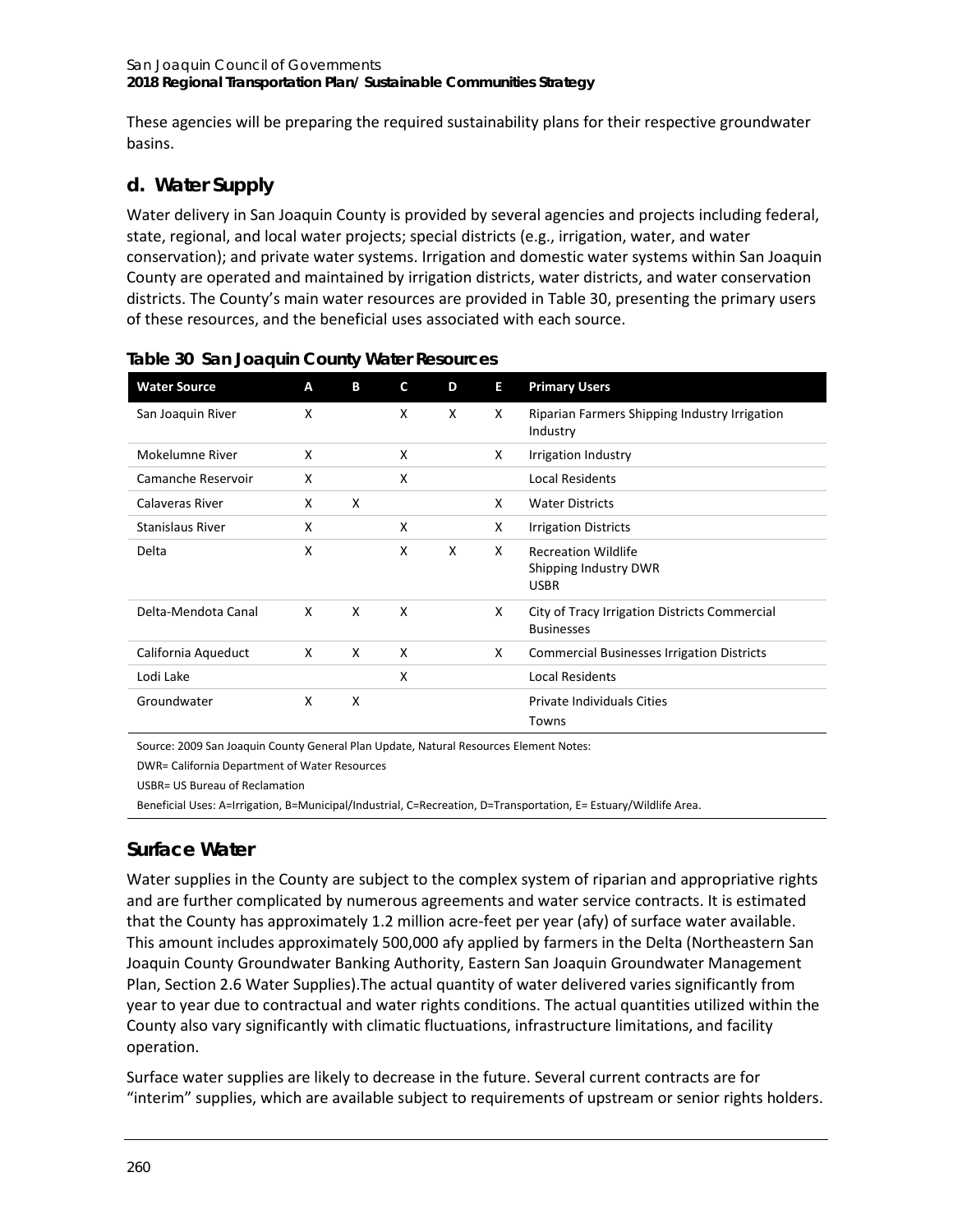These agencies will be preparing the required sustainability plans for their respective groundwater basins.

## d. Water Supply

Water delivery in San Joaquin County is provided by several agencies and projects including federal, state, regional, and local water projects; special districts (e.g., irrigation, water, and water conservation); and private water systems. Irrigation and domestic water systems within San Joaquin County are operated and maintained by irrigation districts, water districts, and water conservation districts. The County's main water resources are provided in Table 30, presenting the primary users of these resources, and the beneficial uses associated with each source.

**Table 30 San Joaquin County Water Resources**

| Water Source | A | B | C | D | E | Primary Users |
|---|---|---|---|---|---|---|
| San Joaquin River | X | | X | X | X | Riparian Farmers Shipping Industry Irrigation Industry |
| Mokelumne River | X | | X | | X | Irrigation Industry |
| Camanche Reservoir | X | | X | | | Local Residents |
| Calaveras River | X | X | | | X | Water Districts |
| Stanislaus River | X | | X | | X | Irrigation Districts |
| Delta | X | | X | X | X | Recreation Wildlife Shipping Industry DWR USBR |
| Delta-Mendota Canal | X | X | X | | X | City of Tracy Irrigation Districts Commercial Businesses |
| California Aqueduct | X | X | X | | X | Commercial Businesses Irrigation Districts |
| Lodi Lake | | | X | | | Local Residents |
| Groundwater | X | X | | | | Private Individuals Cities Towns |

Source: 2009 San Joaquin County General Plan Update, Natural Resources Element Notes:

DWR= California Department of Water Resources

USBR= US Bureau of Reclamation

Beneficial Uses: A=Irrigation, B=Municipal/Industrial, C=Recreation, D=Transportation, E= Estuary/Wildlife Area.

### Surface Water

Water supplies in the County are subject to the complex system of riparian and appropriative rights and are further complicated by numerous agreements and water service contracts. It is estimated that the County has approximately 1.2 million acre-feet per year (afy) of surface water available. This amount includes approximately 500,000 afy applied by farmers in the Delta (Northeastern San Joaquin County Groundwater Banking Authority, Eastern San Joaquin Groundwater Management Plan, Section 2.6 Water Supplies).The actual quantity of water delivered varies significantly from year to year due to contractual and water rights conditions. The actual quantities utilized within the County also vary significantly with climatic fluctuations, infrastructure limitations, and facility operation.

Surface water supplies are likely to decrease in the future. Several current contracts are for "interim" supplies, which are available subject to requirements of upstream or senior rights holders.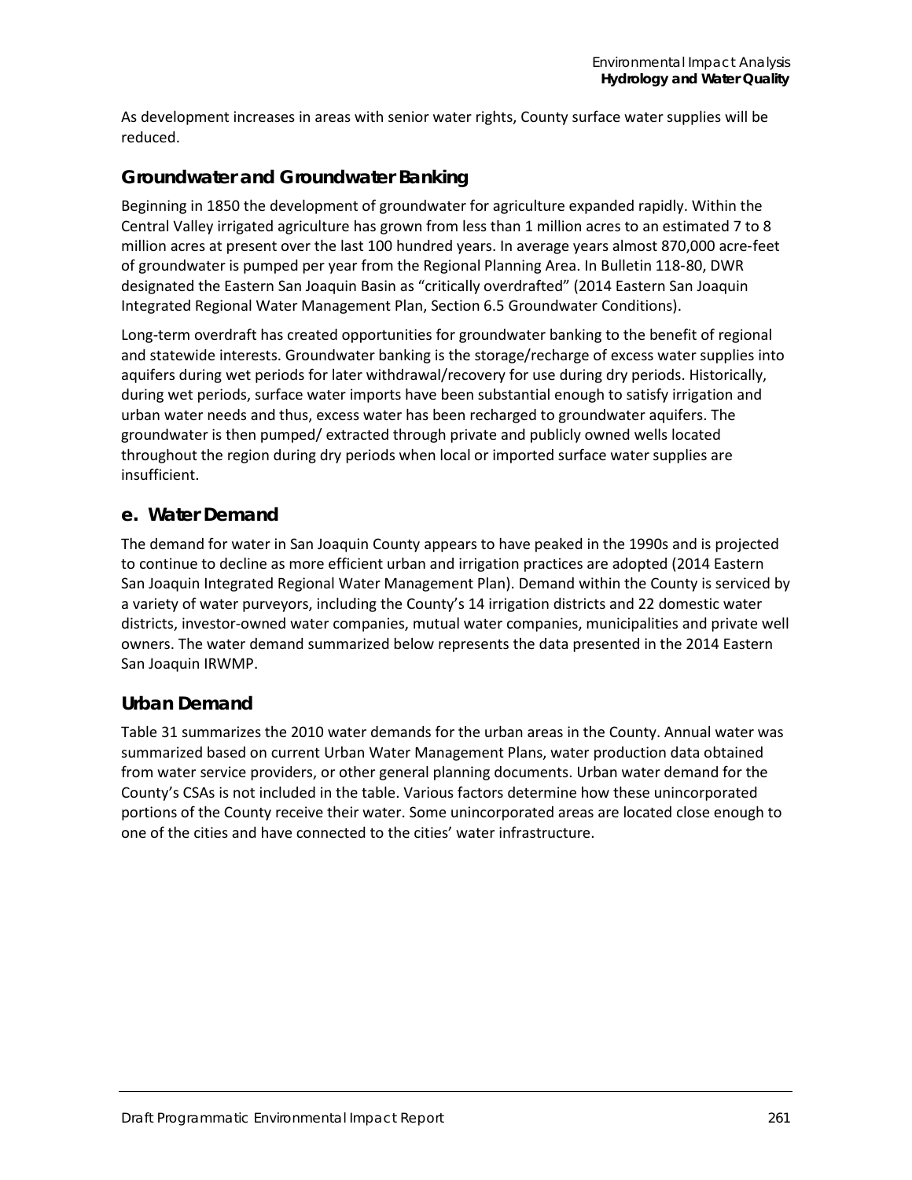As development increases in areas with senior water rights, County surface water supplies will be reduced.

### Groundwater and Groundwater Banking

Beginning in 1850 the development of groundwater for agriculture expanded rapidly. Within the Central Valley irrigated agriculture has grown from less than 1 million acres to an estimated 7 to 8 million acres at present over the last 100 hundred years. In average years almost 870,000 acre-feet of groundwater is pumped per year from the Regional Planning Area. In Bulletin 118-80, DWR designated the Eastern San Joaquin Basin as "critically overdrafted" (2014 Eastern San Joaquin Integrated Regional Water Management Plan, Section 6.5 Groundwater Conditions).

Long-term overdraft has created opportunities for groundwater banking to the benefit of regional and statewide interests. Groundwater banking is the storage/recharge of excess water supplies into aquifers during wet periods for later withdrawal/recovery for use during dry periods. Historically, during wet periods, surface water imports have been substantial enough to satisfy irrigation and urban water needs and thus, excess water has been recharged to groundwater aquifers. The groundwater is then pumped/ extracted through private and publicly owned wells located throughout the region during dry periods when local or imported surface water supplies are insufficient.

## e. Water Demand

The demand for water in San Joaquin County appears to have peaked in the 1990s and is projected to continue to decline as more efficient urban and irrigation practices are adopted (2014 Eastern San Joaquin Integrated Regional Water Management Plan). Demand within the County is serviced by a variety of water purveyors, including the County's 14 irrigation districts and 22 domestic water districts, investor-owned water companies, mutual water companies, municipalities and private well owners. The water demand summarized below represents the data presented in the 2014 Eastern San Joaquin IRWMP.

### Urban Demand

Table 31 summarizes the 2010 water demands for the urban areas in the County. Annual water was summarized based on current Urban Water Management Plans, water production data obtained from water service providers, or other general planning documents. Urban water demand for the County's CSAs is not included in the table. Various factors determine how these unincorporated portions of the County receive their water. Some unincorporated areas are located close enough to one of the cities and have connected to the cities' water infrastructure.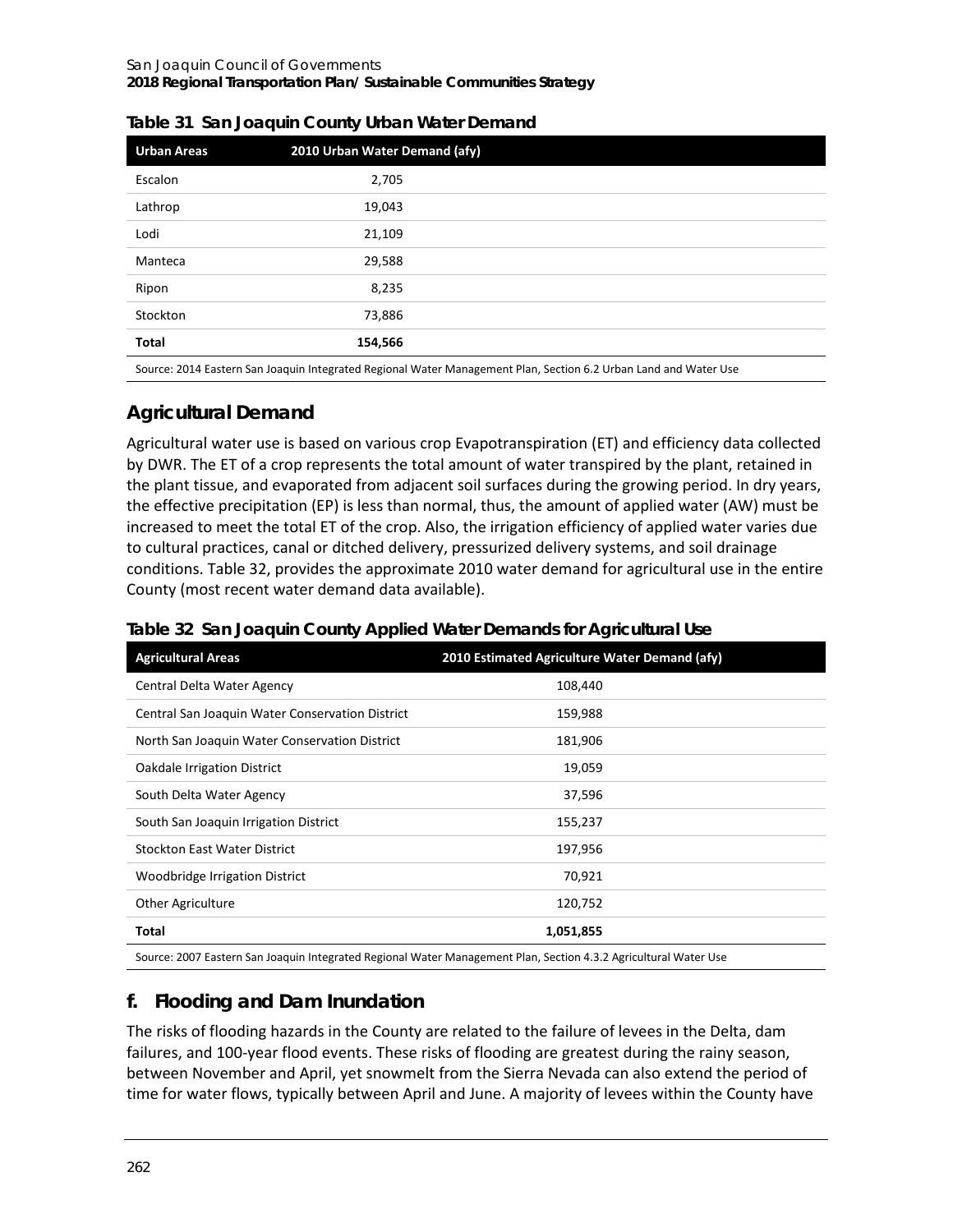**Table 31 San Joaquin County Urban Water Demand**

| Urban Areas | 2010 Urban Water Demand (afy) |
|---|---|
| Escalon | 2,705 |
| Lathrop | 19,043 |
| Lodi | 21,109 |
| Manteca | 29,588 |
| Ripon | 8,235 |
| Stockton | 73,886 |
| **Total** | **154,566** |

Source: 2014 Eastern San Joaquin Integrated Regional Water Management Plan, Section 6.2 Urban Land and Water Use

## Agricultural Demand

Agricultural water use is based on various crop Evapotranspiration (ET) and efficiency data collected by DWR. The ET of a crop represents the total amount of water transpired by the plant, retained in the plant tissue, and evaporated from adjacent soil surfaces during the growing period. In dry years, the effective precipitation (EP) is less than normal, thus, the amount of applied water (AW) must be increased to meet the total ET of the crop. Also, the irrigation efficiency of applied water varies due to cultural practices, canal or ditched delivery, pressurized delivery systems, and soil drainage conditions. Table 32, provides the approximate 2010 water demand for agricultural use in the entire County (most recent water demand data available).

**Table 32 San Joaquin County Applied Water Demands for Agricultural Use**

| Agricultural Areas | 2010 Estimated Agriculture Water Demand (afy) |
|---|---|
| Central Delta Water Agency | 108,440 |
| Central San Joaquin Water Conservation District | 159,988 |
| North San Joaquin Water Conservation District | 181,906 |
| Oakdale Irrigation District | 19,059 |
| South Delta Water Agency | 37,596 |
| South San Joaquin Irrigation District | 155,237 |
| Stockton East Water District | 197,956 |
| Woodbridge Irrigation District | 70,921 |
| Other Agriculture | 120,752 |
| **Total** | **1,051,855** |

Source: 2007 Eastern San Joaquin Integrated Regional Water Management Plan, Section 4.3.2 Agricultural Water Use

## f. Flooding and Dam Inundation

The risks of flooding hazards in the County are related to the failure of levees in the Delta, dam failures, and 100-year flood events. These risks of flooding are greatest during the rainy season, between November and April, yet snowmelt from the Sierra Nevada can also extend the period of time for water flows, typically between April and June. A majority of levees within the County have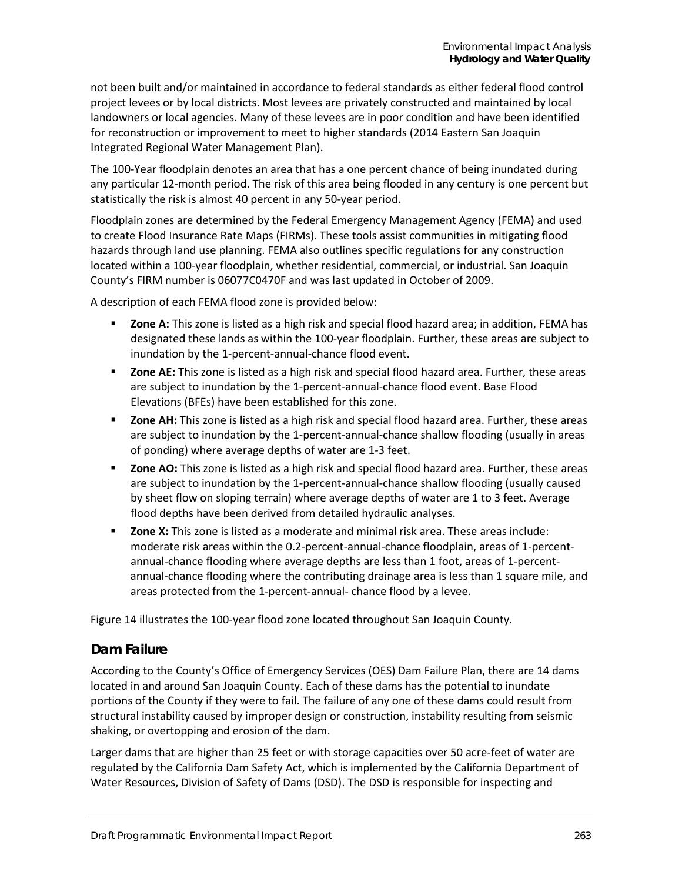not been built and/or maintained in accordance to federal standards as either federal flood control project levees or by local districts. Most levees are privately constructed and maintained by local landowners or local agencies. Many of these levees are in poor condition and have been identified for reconstruction or improvement to meet to higher standards (2014 Eastern San Joaquin Integrated Regional Water Management Plan).

The 100-Year floodplain denotes an area that has a one percent chance of being inundated during any particular 12-month period. The risk of this area being flooded in any century is one percent but statistically the risk is almost 40 percent in any 50-year period.

Floodplain zones are determined by the Federal Emergency Management Agency (FEMA) and used to create Flood Insurance Rate Maps (FIRMs). These tools assist communities in mitigating flood hazards through land use planning. FEMA also outlines specific regulations for any construction located within a 100-year floodplain, whether residential, commercial, or industrial. San Joaquin County's FIRM number is 06077C0470F and was last updated in October of 2009.

A description of each FEMA flood zone is provided below:

- **Zone A:** This zone is listed as a high risk and special flood hazard area; in addition, FEMA has designated these lands as within the 100-year floodplain. Further, these areas are subject to inundation by the 1-percent-annual-chance flood event.
- **Zone AE:** This zone is listed as a high risk and special flood hazard area. Further, these areas are subject to inundation by the 1-percent-annual-chance flood event. Base Flood Elevations (BFEs) have been established for this zone.
- **Zone AH:** This zone is listed as a high risk and special flood hazard area. Further, these areas are subject to inundation by the 1-percent-annual-chance shallow flooding (usually in areas of ponding) where average depths of water are 1-3 feet.
- **Zone AO:** This zone is listed as a high risk and special flood hazard area. Further, these areas are subject to inundation by the 1-percent-annual-chance shallow flooding (usually caused by sheet flow on sloping terrain) where average depths of water are 1 to 3 feet. Average flood depths have been derived from detailed hydraulic analyses.
- **Zone X:** This zone is listed as a moderate and minimal risk area. These areas include: moderate risk areas within the 0.2-percent-annual-chance floodplain, areas of 1-percent-annual-chance flooding where average depths are less than 1 foot, areas of 1-percent-annual-chance flooding where the contributing drainage area is less than 1 square mile, and areas protected from the 1-percent-annual- chance flood by a levee.

Figure 14 illustrates the 100-year flood zone located throughout San Joaquin County.

### Dam Failure

According to the County's Office of Emergency Services (OES) Dam Failure Plan, there are 14 dams located in and around San Joaquin County. Each of these dams has the potential to inundate portions of the County if they were to fail. The failure of any one of these dams could result from structural instability caused by improper design or construction, instability resulting from seismic shaking, or overtopping and erosion of the dam.

Larger dams that are higher than 25 feet or with storage capacities over 50 acre-feet of water are regulated by the California Dam Safety Act, which is implemented by the California Department of Water Resources, Division of Safety of Dams (DSD). The DSD is responsible for inspecting and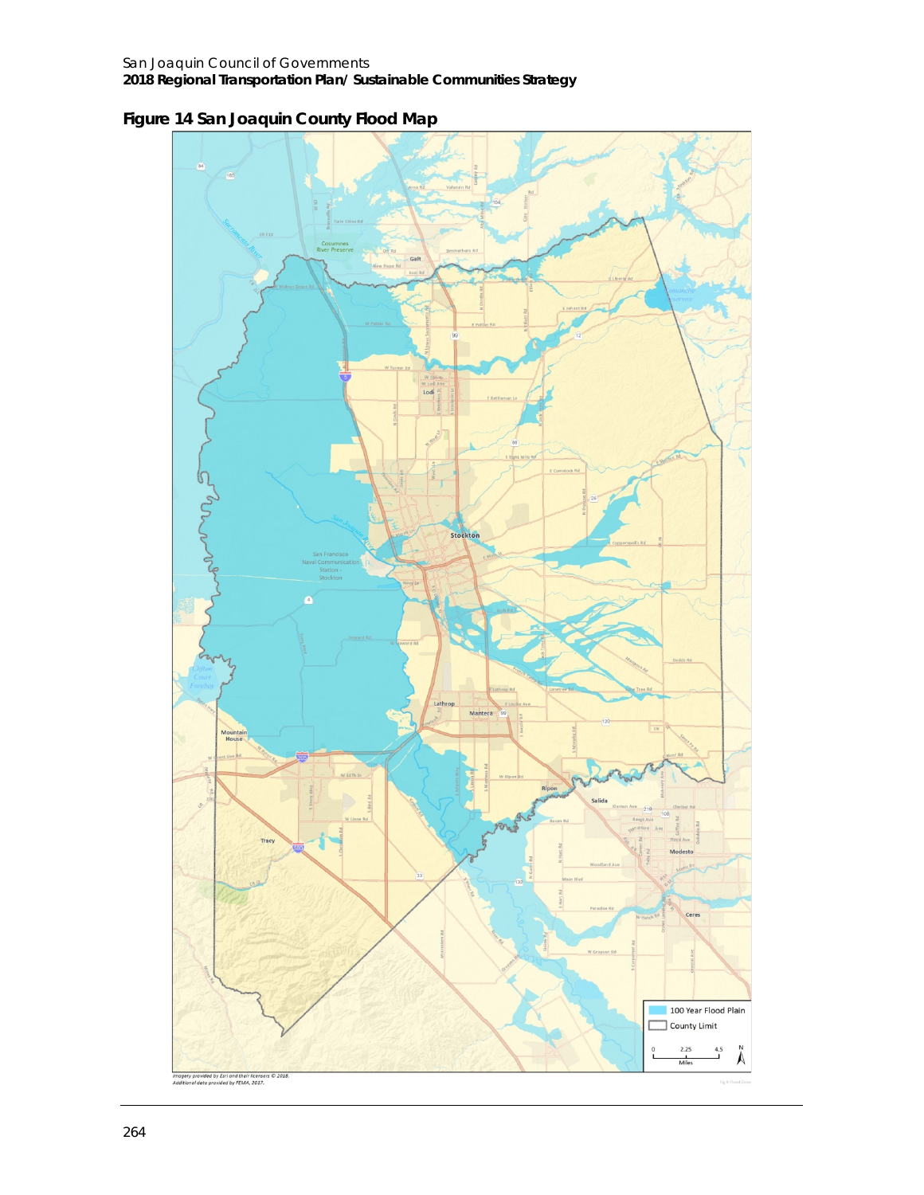# Figure 14 San Joaquin County Flood Map

100 Year Flood Plain

County Limit

0 2.25 4.5 Miles

*Imagery provided by Esri and their licensors © 2018.*
*Additional data provided by FEMA, 2017.*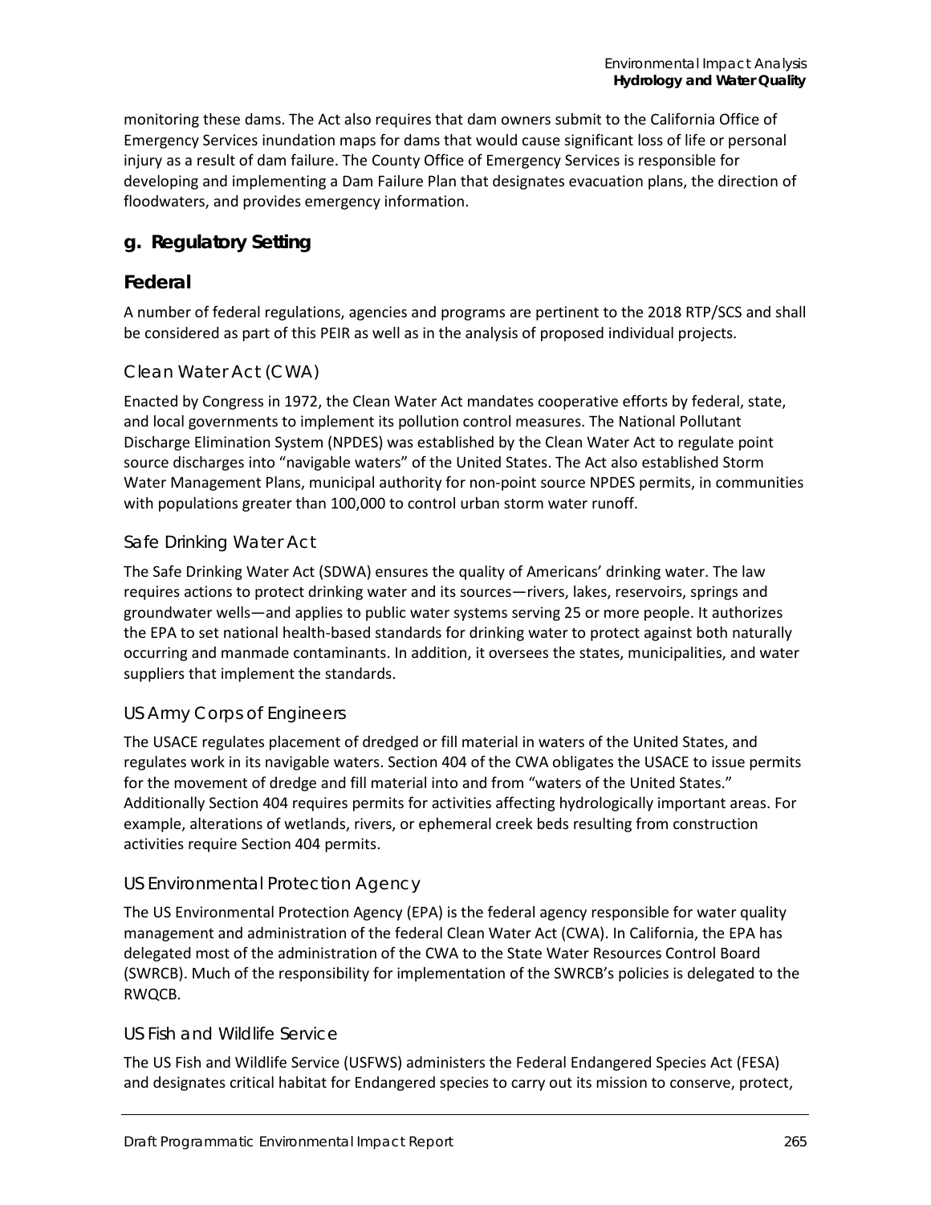monitoring these dams. The Act also requires that dam owners submit to the California Office of Emergency Services inundation maps for dams that would cause significant loss of life or personal injury as a result of dam failure. The County Office of Emergency Services is responsible for developing and implementing a Dam Failure Plan that designates evacuation plans, the direction of floodwaters, and provides emergency information.

## g. Regulatory Setting

### Federal

A number of federal regulations, agencies and programs are pertinent to the 2018 RTP/SCS and shall be considered as part of this PEIR as well as in the analysis of proposed individual projects.

#### Clean Water Act (CWA)

Enacted by Congress in 1972, the Clean Water Act mandates cooperative efforts by federal, state, and local governments to implement its pollution control measures. The National Pollutant Discharge Elimination System (NPDES) was established by the Clean Water Act to regulate point source discharges into "navigable waters" of the United States. The Act also established Storm Water Management Plans, municipal authority for non-point source NPDES permits, in communities with populations greater than 100,000 to control urban storm water runoff.

#### Safe Drinking Water Act

The Safe Drinking Water Act (SDWA) ensures the quality of Americans' drinking water. The law requires actions to protect drinking water and its sources—rivers, lakes, reservoirs, springs and groundwater wells—and applies to public water systems serving 25 or more people. It authorizes the EPA to set national health-based standards for drinking water to protect against both naturally occurring and manmade contaminants. In addition, it oversees the states, municipalities, and water suppliers that implement the standards.

#### US Army Corps of Engineers

The USACE regulates placement of dredged or fill material in waters of the United States, and regulates work in its navigable waters. Section 404 of the CWA obligates the USACE to issue permits for the movement of dredge and fill material into and from "waters of the United States." Additionally Section 404 requires permits for activities affecting hydrologically important areas. For example, alterations of wetlands, rivers, or ephemeral creek beds resulting from construction activities require Section 404 permits.

#### US Environmental Protection Agency

The US Environmental Protection Agency (EPA) is the federal agency responsible for water quality management and administration of the federal Clean Water Act (CWA). In California, the EPA has delegated most of the administration of the CWA to the State Water Resources Control Board (SWRCB). Much of the responsibility for implementation of the SWRCB's policies is delegated to the RWQCB.

#### US Fish and Wildlife Service

The US Fish and Wildlife Service (USFWS) administers the Federal Endangered Species Act (FESA) and designates critical habitat for Endangered species to carry out its mission to conserve, protect,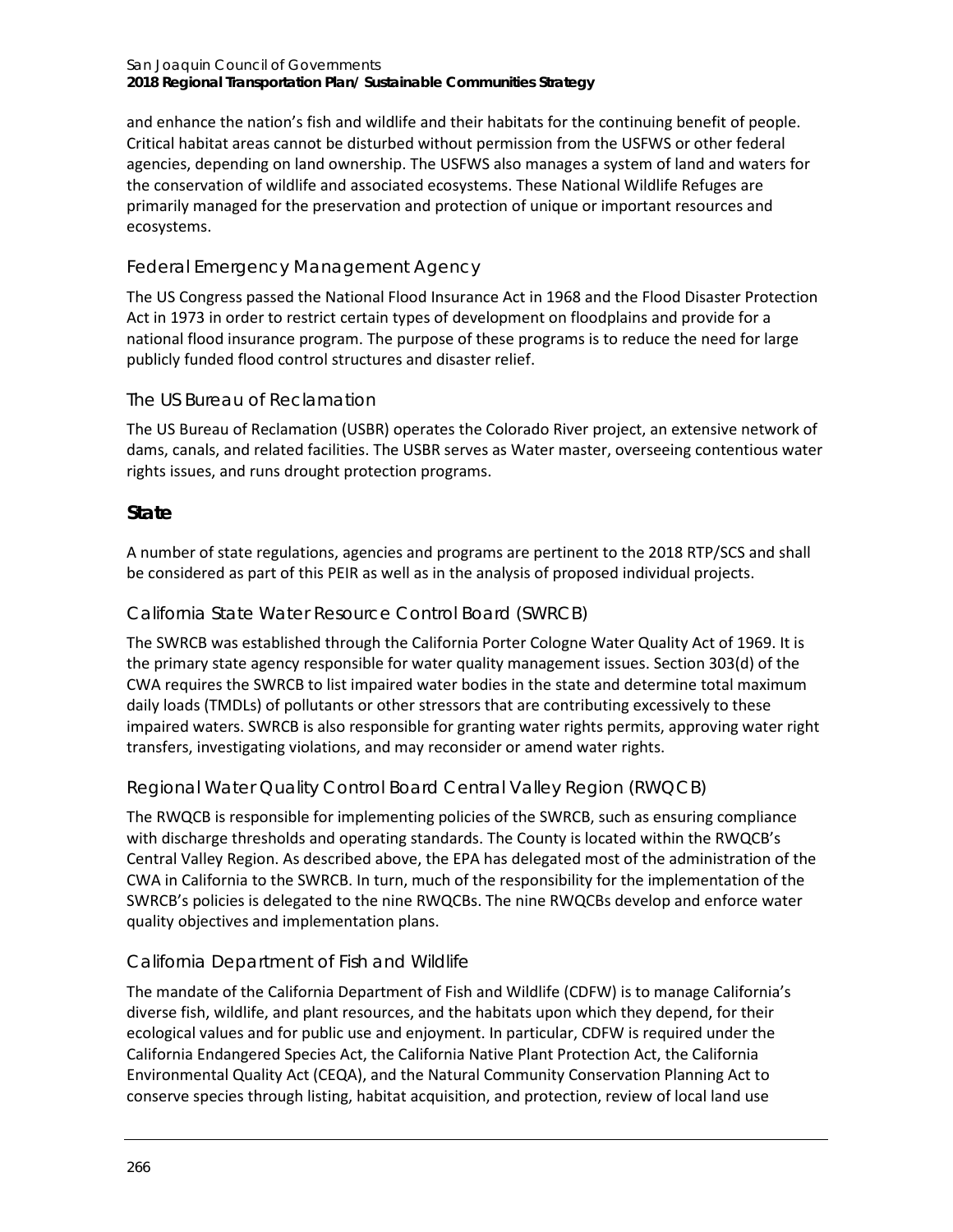and enhance the nation's fish and wildlife and their habitats for the continuing benefit of people. Critical habitat areas cannot be disturbed without permission from the USFWS or other federal agencies, depending on land ownership. The USFWS also manages a system of land and waters for the conservation of wildlife and associated ecosystems. These National Wildlife Refuges are primarily managed for the preservation and protection of unique or important resources and ecosystems.

### Federal Emergency Management Agency

The US Congress passed the National Flood Insurance Act in 1968 and the Flood Disaster Protection Act in 1973 in order to restrict certain types of development on floodplains and provide for a national flood insurance program. The purpose of these programs is to reduce the need for large publicly funded flood control structures and disaster relief.

### The US Bureau of Reclamation

The US Bureau of Reclamation (USBR) operates the Colorado River project, an extensive network of dams, canals, and related facilities. The USBR serves as Water master, overseeing contentious water rights issues, and runs drought protection programs.

## State

A number of state regulations, agencies and programs are pertinent to the 2018 RTP/SCS and shall be considered as part of this PEIR as well as in the analysis of proposed individual projects.

### California State Water Resource Control Board (SWRCB)

The SWRCB was established through the California Porter Cologne Water Quality Act of 1969. It is the primary state agency responsible for water quality management issues. Section 303(d) of the CWA requires the SWRCB to list impaired water bodies in the state and determine total maximum daily loads (TMDLs) of pollutants or other stressors that are contributing excessively to these impaired waters. SWRCB is also responsible for granting water rights permits, approving water right transfers, investigating violations, and may reconsider or amend water rights.

### Regional Water Quality Control Board Central Valley Region (RWQCB)

The RWQCB is responsible for implementing policies of the SWRCB, such as ensuring compliance with discharge thresholds and operating standards. The County is located within the RWQCB's Central Valley Region. As described above, the EPA has delegated most of the administration of the CWA in California to the SWRCB. In turn, much of the responsibility for the implementation of the SWRCB's policies is delegated to the nine RWQCBs. The nine RWQCBs develop and enforce water quality objectives and implementation plans.

### California Department of Fish and Wildlife

The mandate of the California Department of Fish and Wildlife (CDFW) is to manage California's diverse fish, wildlife, and plant resources, and the habitats upon which they depend, for their ecological values and for public use and enjoyment. In particular, CDFW is required under the California Endangered Species Act, the California Native Plant Protection Act, the California Environmental Quality Act (CEQA), and the Natural Community Conservation Planning Act to conserve species through listing, habitat acquisition, and protection, review of local land use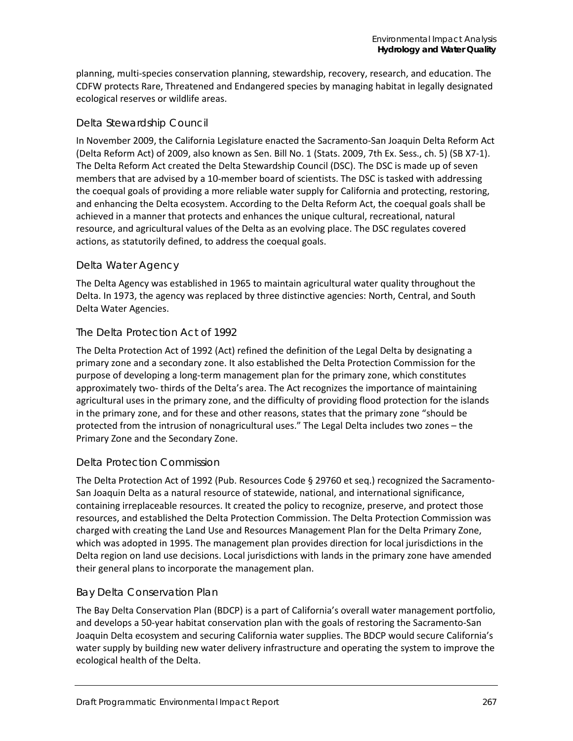planning, multi-species conservation planning, stewardship, recovery, research, and education. The CDFW protects Rare, Threatened and Endangered species by managing habitat in legally designated ecological reserves or wildlife areas.

### Delta Stewardship Council

In November 2009, the California Legislature enacted the Sacramento-San Joaquin Delta Reform Act (Delta Reform Act) of 2009, also known as Sen. Bill No. 1 (Stats. 2009, 7th Ex. Sess., ch. 5) (SB X7-1). The Delta Reform Act created the Delta Stewardship Council (DSC). The DSC is made up of seven members that are advised by a 10-member board of scientists. The DSC is tasked with addressing the coequal goals of providing a more reliable water supply for California and protecting, restoring, and enhancing the Delta ecosystem. According to the Delta Reform Act, the coequal goals shall be achieved in a manner that protects and enhances the unique cultural, recreational, natural resource, and agricultural values of the Delta as an evolving place. The DSC regulates covered actions, as statutorily defined, to address the coequal goals.

### Delta Water Agency

The Delta Agency was established in 1965 to maintain agricultural water quality throughout the Delta. In 1973, the agency was replaced by three distinctive agencies: North, Central, and South Delta Water Agencies.

### The Delta Protection Act of 1992

The Delta Protection Act of 1992 (Act) refined the definition of the Legal Delta by designating a primary zone and a secondary zone. It also established the Delta Protection Commission for the purpose of developing a long-term management plan for the primary zone, which constitutes approximately two- thirds of the Delta's area. The Act recognizes the importance of maintaining agricultural uses in the primary zone, and the difficulty of providing flood protection for the islands in the primary zone, and for these and other reasons, states that the primary zone "should be protected from the intrusion of nonagricultural uses." The Legal Delta includes two zones – the Primary Zone and the Secondary Zone.

### Delta Protection Commission

The Delta Protection Act of 1992 (Pub. Resources Code § 29760 et seq.) recognized the Sacramento-San Joaquin Delta as a natural resource of statewide, national, and international significance, containing irreplaceable resources. It created the policy to recognize, preserve, and protect those resources, and established the Delta Protection Commission. The Delta Protection Commission was charged with creating the Land Use and Resources Management Plan for the Delta Primary Zone, which was adopted in 1995. The management plan provides direction for local jurisdictions in the Delta region on land use decisions. Local jurisdictions with lands in the primary zone have amended their general plans to incorporate the management plan.

### Bay Delta Conservation Plan

The Bay Delta Conservation Plan (BDCP) is a part of California's overall water management portfolio, and develops a 50-year habitat conservation plan with the goals of restoring the Sacramento-San Joaquin Delta ecosystem and securing California water supplies. The BDCP would secure California's water supply by building new water delivery infrastructure and operating the system to improve the ecological health of the Delta.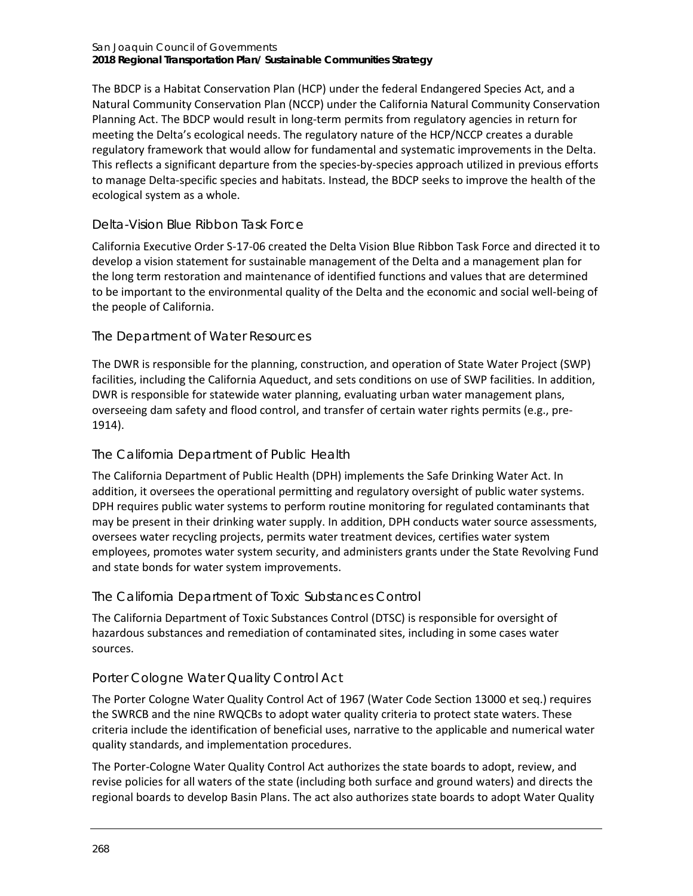The BDCP is a Habitat Conservation Plan (HCP) under the federal Endangered Species Act, and a Natural Community Conservation Plan (NCCP) under the California Natural Community Conservation Planning Act. The BDCP would result in long-term permits from regulatory agencies in return for meeting the Delta's ecological needs. The regulatory nature of the HCP/NCCP creates a durable regulatory framework that would allow for fundamental and systematic improvements in the Delta. This reflects a significant departure from the species-by-species approach utilized in previous efforts to manage Delta-specific species and habitats. Instead, the BDCP seeks to improve the health of the ecological system as a whole.

### Delta-Vision Blue Ribbon Task Force

California Executive Order S-17-06 created the Delta Vision Blue Ribbon Task Force and directed it to develop a vision statement for sustainable management of the Delta and a management plan for the long term restoration and maintenance of identified functions and values that are determined to be important to the environmental quality of the Delta and the economic and social well-being of the people of California.

### The Department of Water Resources

The DWR is responsible for the planning, construction, and operation of State Water Project (SWP) facilities, including the California Aqueduct, and sets conditions on use of SWP facilities. In addition, DWR is responsible for statewide water planning, evaluating urban water management plans, overseeing dam safety and flood control, and transfer of certain water rights permits (e.g., pre-1914).

### The California Department of Public Health

The California Department of Public Health (DPH) implements the Safe Drinking Water Act. In addition, it oversees the operational permitting and regulatory oversight of public water systems. DPH requires public water systems to perform routine monitoring for regulated contaminants that may be present in their drinking water supply. In addition, DPH conducts water source assessments, oversees water recycling projects, permits water treatment devices, certifies water system employees, promotes water system security, and administers grants under the State Revolving Fund and state bonds for water system improvements.

### The California Department of Toxic Substances Control

The California Department of Toxic Substances Control (DTSC) is responsible for oversight of hazardous substances and remediation of contaminated sites, including in some cases water sources.

### Porter Cologne Water Quality Control Act

The Porter Cologne Water Quality Control Act of 1967 (Water Code Section 13000 et seq.) requires the SWRCB and the nine RWQCBs to adopt water quality criteria to protect state waters. These criteria include the identification of beneficial uses, narrative to the applicable and numerical water quality standards, and implementation procedures.

The Porter-Cologne Water Quality Control Act authorizes the state boards to adopt, review, and revise policies for all waters of the state (including both surface and ground waters) and directs the regional boards to develop Basin Plans. The act also authorizes state boards to adopt Water Quality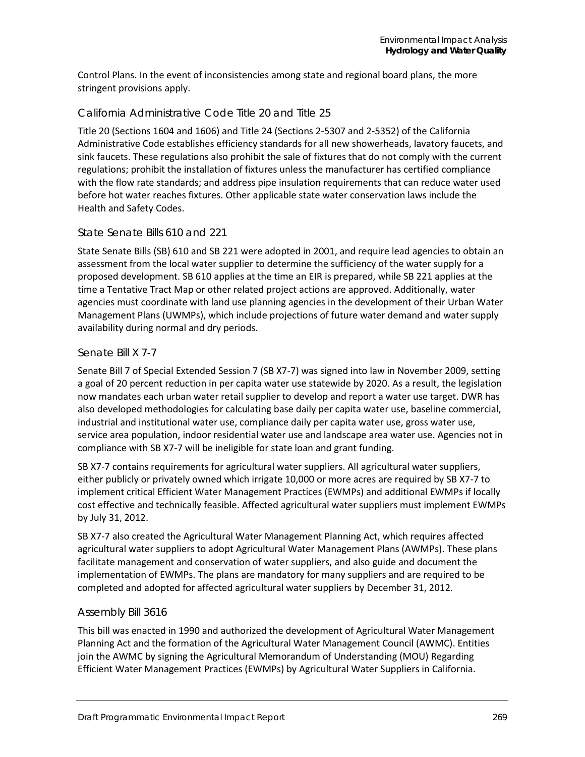Control Plans. In the event of inconsistencies among state and regional board plans, the more stringent provisions apply.

### California Administrative Code Title 20 and Title 25

Title 20 (Sections 1604 and 1606) and Title 24 (Sections 2-5307 and 2-5352) of the California Administrative Code establishes efficiency standards for all new showerheads, lavatory faucets, and sink faucets. These regulations also prohibit the sale of fixtures that do not comply with the current regulations; prohibit the installation of fixtures unless the manufacturer has certified compliance with the flow rate standards; and address pipe insulation requirements that can reduce water used before hot water reaches fixtures. Other applicable state water conservation laws include the Health and Safety Codes.

### State Senate Bills 610 and 221

State Senate Bills (SB) 610 and SB 221 were adopted in 2001, and require lead agencies to obtain an assessment from the local water supplier to determine the sufficiency of the water supply for a proposed development. SB 610 applies at the time an EIR is prepared, while SB 221 applies at the time a Tentative Tract Map or other related project actions are approved. Additionally, water agencies must coordinate with land use planning agencies in the development of their Urban Water Management Plans (UWMPs), which include projections of future water demand and water supply availability during normal and dry periods.

### Senate Bill X 7-7

Senate Bill 7 of Special Extended Session 7 (SB X7-7) was signed into law in November 2009, setting a goal of 20 percent reduction in per capita water use statewide by 2020. As a result, the legislation now mandates each urban water retail supplier to develop and report a water use target. DWR has also developed methodologies for calculating base daily per capita water use, baseline commercial, industrial and institutional water use, compliance daily per capita water use, gross water use, service area population, indoor residential water use and landscape area water use. Agencies not in compliance with SB X7-7 will be ineligible for state loan and grant funding.

SB X7-7 contains requirements for agricultural water suppliers. All agricultural water suppliers, either publicly or privately owned which irrigate 10,000 or more acres are required by SB X7-7 to implement critical Efficient Water Management Practices (EWMPs) and additional EWMPs if locally cost effective and technically feasible. Affected agricultural water suppliers must implement EWMPs by July 31, 2012.

SB X7-7 also created the Agricultural Water Management Planning Act, which requires affected agricultural water suppliers to adopt Agricultural Water Management Plans (AWMPs). These plans facilitate management and conservation of water suppliers, and also guide and document the implementation of EWMPs. The plans are mandatory for many suppliers and are required to be completed and adopted for affected agricultural water suppliers by December 31, 2012.

### Assembly Bill 3616

This bill was enacted in 1990 and authorized the development of Agricultural Water Management Planning Act and the formation of the Agricultural Water Management Council (AWMC). Entities join the AWMC by signing the Agricultural Memorandum of Understanding (MOU) Regarding Efficient Water Management Practices (EWMPs) by Agricultural Water Suppliers in California.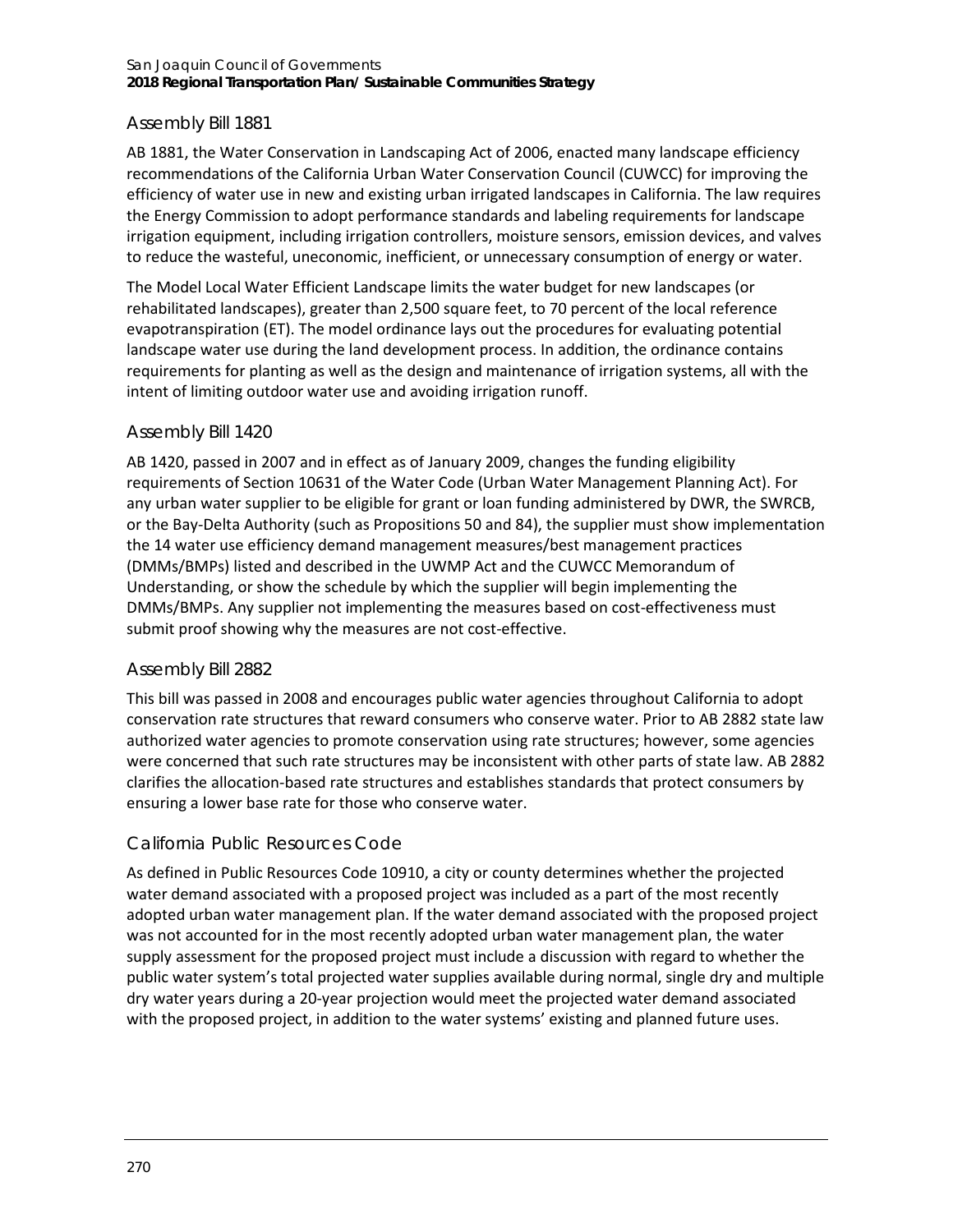### Assembly Bill 1881

AB 1881, the Water Conservation in Landscaping Act of 2006, enacted many landscape efficiency recommendations of the California Urban Water Conservation Council (CUWCC) for improving the efficiency of water use in new and existing urban irrigated landscapes in California. The law requires the Energy Commission to adopt performance standards and labeling requirements for landscape irrigation equipment, including irrigation controllers, moisture sensors, emission devices, and valves to reduce the wasteful, uneconomic, inefficient, or unnecessary consumption of energy or water.

The Model Local Water Efficient Landscape limits the water budget for new landscapes (or rehabilitated landscapes), greater than 2,500 square feet, to 70 percent of the local reference evapotranspiration (ET). The model ordinance lays out the procedures for evaluating potential landscape water use during the land development process. In addition, the ordinance contains requirements for planting as well as the design and maintenance of irrigation systems, all with the intent of limiting outdoor water use and avoiding irrigation runoff.

### Assembly Bill 1420

AB 1420, passed in 2007 and in effect as of January 2009, changes the funding eligibility requirements of Section 10631 of the Water Code (Urban Water Management Planning Act). For any urban water supplier to be eligible for grant or loan funding administered by DWR, the SWRCB, or the Bay-Delta Authority (such as Propositions 50 and 84), the supplier must show implementation the 14 water use efficiency demand management measures/best management practices (DMMs/BMPs) listed and described in the UWMP Act and the CUWCC Memorandum of Understanding, or show the schedule by which the supplier will begin implementing the DMMs/BMPs. Any supplier not implementing the measures based on cost-effectiveness must submit proof showing why the measures are not cost-effective.

### Assembly Bill 2882

This bill was passed in 2008 and encourages public water agencies throughout California to adopt conservation rate structures that reward consumers who conserve water. Prior to AB 2882 state law authorized water agencies to promote conservation using rate structures; however, some agencies were concerned that such rate structures may be inconsistent with other parts of state law. AB 2882 clarifies the allocation-based rate structures and establishes standards that protect consumers by ensuring a lower base rate for those who conserve water.

### California Public Resources Code

As defined in Public Resources Code 10910, a city or county determines whether the projected water demand associated with a proposed project was included as a part of the most recently adopted urban water management plan. If the water demand associated with the proposed project was not accounted for in the most recently adopted urban water management plan, the water supply assessment for the proposed project must include a discussion with regard to whether the public water system's total projected water supplies available during normal, single dry and multiple dry water years during a 20-year projection would meet the projected water demand associated with the proposed project, in addition to the water systems' existing and planned future uses.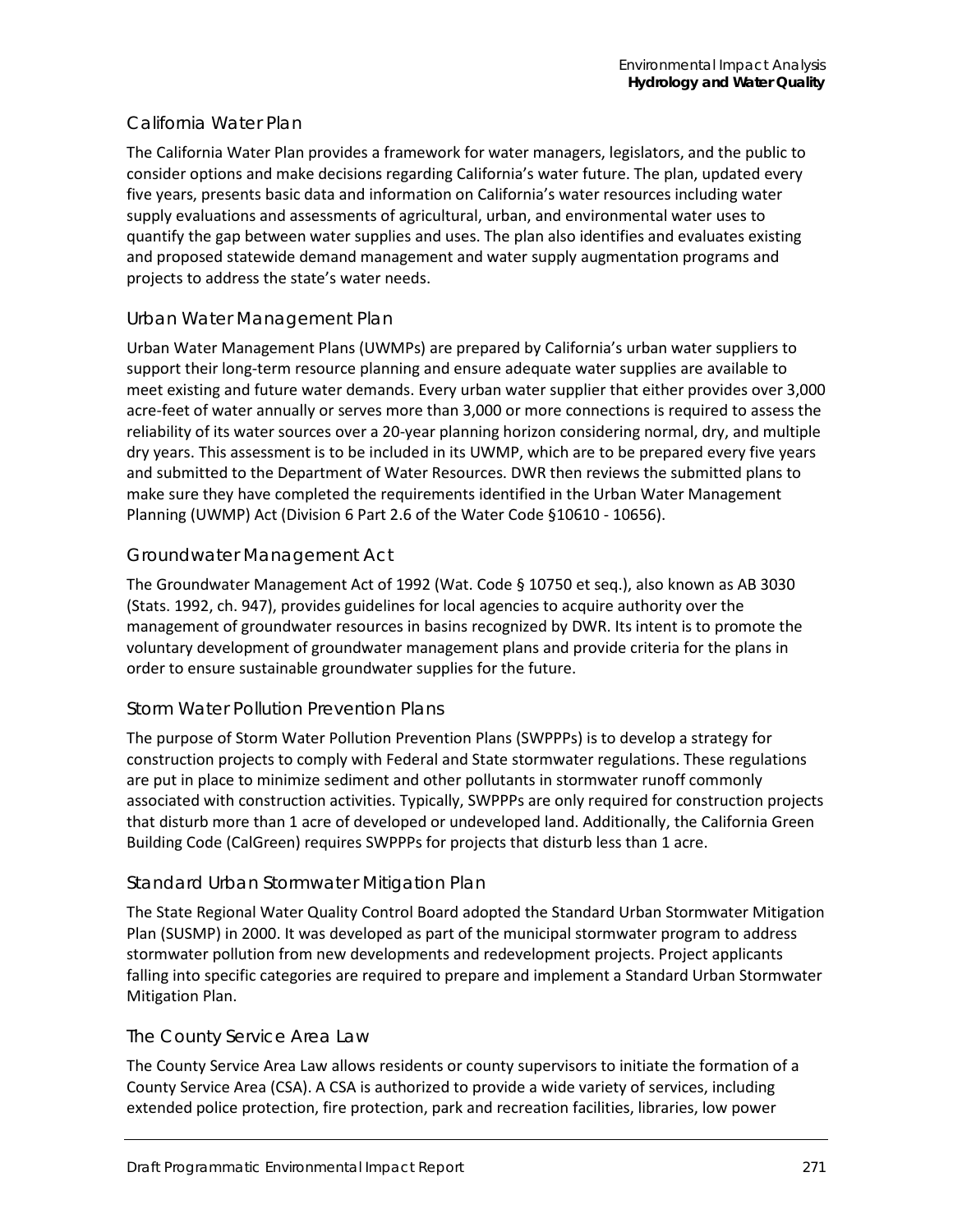### California Water Plan

The California Water Plan provides a framework for water managers, legislators, and the public to consider options and make decisions regarding California's water future. The plan, updated every five years, presents basic data and information on California's water resources including water supply evaluations and assessments of agricultural, urban, and environmental water uses to quantify the gap between water supplies and uses. The plan also identifies and evaluates existing and proposed statewide demand management and water supply augmentation programs and projects to address the state's water needs.

### Urban Water Management Plan

Urban Water Management Plans (UWMPs) are prepared by California's urban water suppliers to support their long-term resource planning and ensure adequate water supplies are available to meet existing and future water demands. Every urban water supplier that either provides over 3,000 acre-feet of water annually or serves more than 3,000 or more connections is required to assess the reliability of its water sources over a 20-year planning horizon considering normal, dry, and multiple dry years. This assessment is to be included in its UWMP, which are to be prepared every five years and submitted to the Department of Water Resources. DWR then reviews the submitted plans to make sure they have completed the requirements identified in the Urban Water Management Planning (UWMP) Act (Division 6 Part 2.6 of the Water Code §10610 - 10656).

### Groundwater Management Act

The Groundwater Management Act of 1992 (Wat. Code § 10750 et seq.), also known as AB 3030 (Stats. 1992, ch. 947), provides guidelines for local agencies to acquire authority over the management of groundwater resources in basins recognized by DWR. Its intent is to promote the voluntary development of groundwater management plans and provide criteria for the plans in order to ensure sustainable groundwater supplies for the future.

### Storm Water Pollution Prevention Plans

The purpose of Storm Water Pollution Prevention Plans (SWPPPs) is to develop a strategy for construction projects to comply with Federal and State stormwater regulations. These regulations are put in place to minimize sediment and other pollutants in stormwater runoff commonly associated with construction activities. Typically, SWPPPs are only required for construction projects that disturb more than 1 acre of developed or undeveloped land. Additionally, the California Green Building Code (CalGreen) requires SWPPPs for projects that disturb less than 1 acre.

### Standard Urban Stormwater Mitigation Plan

The State Regional Water Quality Control Board adopted the Standard Urban Stormwater Mitigation Plan (SUSMP) in 2000. It was developed as part of the municipal stormwater program to address stormwater pollution from new developments and redevelopment projects. Project applicants falling into specific categories are required to prepare and implement a Standard Urban Stormwater Mitigation Plan.

### The County Service Area Law

The County Service Area Law allows residents or county supervisors to initiate the formation of a County Service Area (CSA). A CSA is authorized to provide a wide variety of services, including extended police protection, fire protection, park and recreation facilities, libraries, low power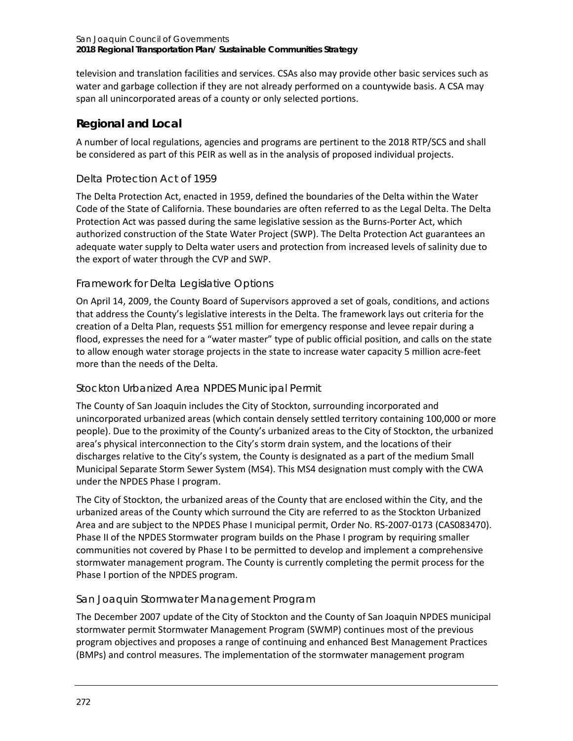television and translation facilities and services. CSAs also may provide other basic services such as water and garbage collection if they are not already performed on a countywide basis. A CSA may span all unincorporated areas of a county or only selected portions.

## Regional and Local

A number of local regulations, agencies and programs are pertinent to the 2018 RTP/SCS and shall be considered as part of this PEIR as well as in the analysis of proposed individual projects.

### Delta Protection Act of 1959

The Delta Protection Act, enacted in 1959, defined the boundaries of the Delta within the Water Code of the State of California. These boundaries are often referred to as the Legal Delta. The Delta Protection Act was passed during the same legislative session as the Burns-Porter Act, which authorized construction of the State Water Project (SWP). The Delta Protection Act guarantees an adequate water supply to Delta water users and protection from increased levels of salinity due to the export of water through the CVP and SWP.

### Framework for Delta Legislative Options

On April 14, 2009, the County Board of Supervisors approved a set of goals, conditions, and actions that address the County's legislative interests in the Delta. The framework lays out criteria for the creation of a Delta Plan, requests $51 million for emergency response and levee repair during a flood, expresses the need for a "water master" type of public official position, and calls on the state to allow enough water storage projects in the state to increase water capacity 5 million acre-feet more than the needs of the Delta.

### Stockton Urbanized Area NPDES Municipal Permit

The County of San Joaquin includes the City of Stockton, surrounding incorporated and unincorporated urbanized areas (which contain densely settled territory containing 100,000 or more people). Due to the proximity of the County's urbanized areas to the City of Stockton, the urbanized area's physical interconnection to the City's storm drain system, and the locations of their discharges relative to the City's system, the County is designated as a part of the medium Small Municipal Separate Storm Sewer System (MS4). This MS4 designation must comply with the CWA under the NPDES Phase I program.

The City of Stockton, the urbanized areas of the County that are enclosed within the City, and the urbanized areas of the County which surround the City are referred to as the Stockton Urbanized Area and are subject to the NPDES Phase I municipal permit, Order No. RS-2007-0173 (CAS083470). Phase II of the NPDES Stormwater program builds on the Phase I program by requiring smaller communities not covered by Phase I to be permitted to develop and implement a comprehensive stormwater management program. The County is currently completing the permit process for the Phase I portion of the NPDES program.

### San Joaquin Stormwater Management Program

The December 2007 update of the City of Stockton and the County of San Joaquin NPDES municipal stormwater permit Stormwater Management Program (SWMP) continues most of the previous program objectives and proposes a range of continuing and enhanced Best Management Practices (BMPs) and control measures. The implementation of the stormwater management program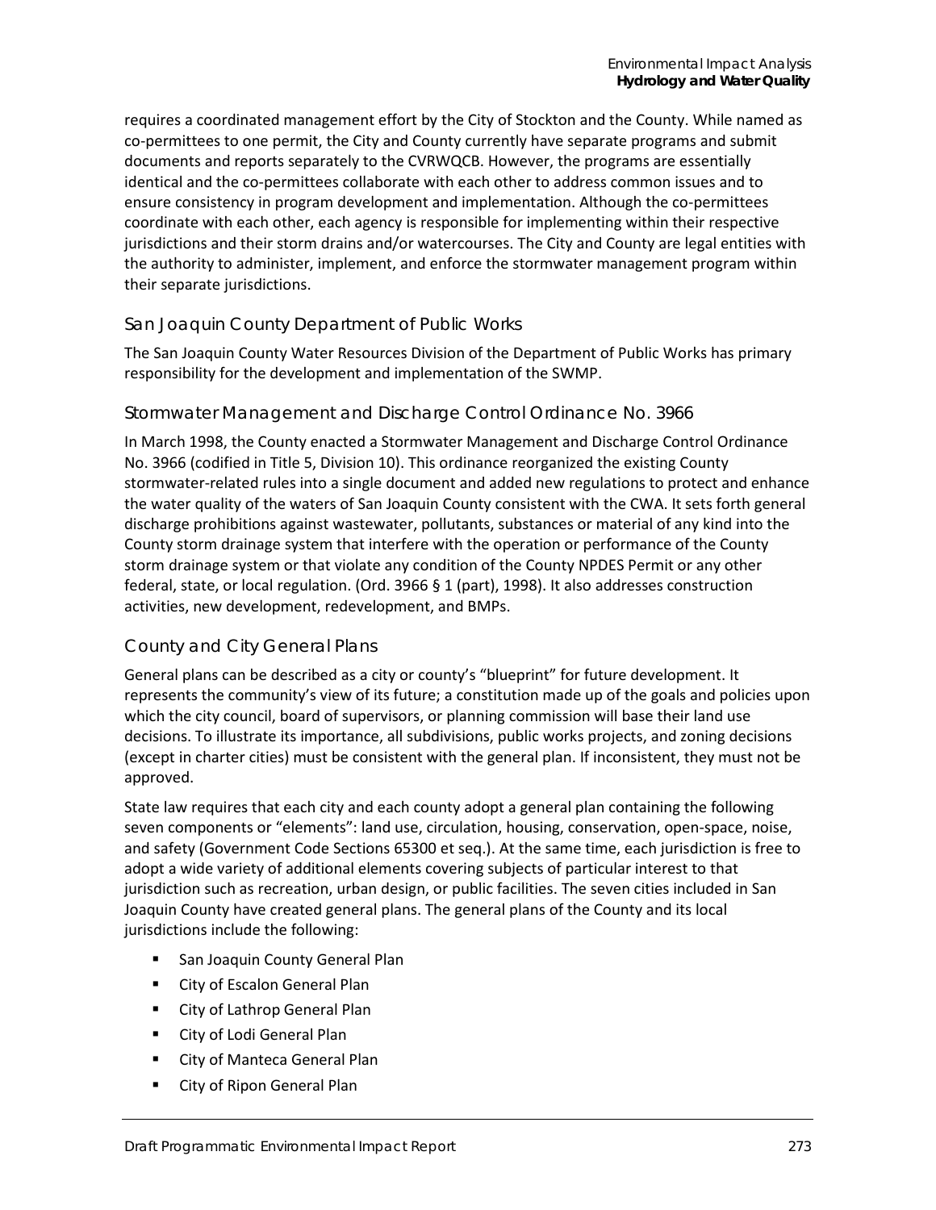requires a coordinated management effort by the City of Stockton and the County. While named as co-permittees to one permit, the City and County currently have separate programs and submit documents and reports separately to the CVRWQCB. However, the programs are essentially identical and the co-permittees collaborate with each other to address common issues and to ensure consistency in program development and implementation. Although the co-permittees coordinate with each other, each agency is responsible for implementing within their respective jurisdictions and their storm drains and/or watercourses. The City and County are legal entities with the authority to administer, implement, and enforce the stormwater management program within their separate jurisdictions.

### San Joaquin County Department of Public Works

The San Joaquin County Water Resources Division of the Department of Public Works has primary responsibility for the development and implementation of the SWMP.

### Stormwater Management and Discharge Control Ordinance No. 3966

In March 1998, the County enacted a Stormwater Management and Discharge Control Ordinance No. 3966 (codified in Title 5, Division 10). This ordinance reorganized the existing County stormwater-related rules into a single document and added new regulations to protect and enhance the water quality of the waters of San Joaquin County consistent with the CWA. It sets forth general discharge prohibitions against wastewater, pollutants, substances or material of any kind into the County storm drainage system that interfere with the operation or performance of the County storm drainage system or that violate any condition of the County NPDES Permit or any other federal, state, or local regulation. (Ord. 3966 § 1 (part), 1998). It also addresses construction activities, new development, redevelopment, and BMPs.

### County and City General Plans

General plans can be described as a city or county's "blueprint" for future development. It represents the community's view of its future; a constitution made up of the goals and policies upon which the city council, board of supervisors, or planning commission will base their land use decisions. To illustrate its importance, all subdivisions, public works projects, and zoning decisions (except in charter cities) must be consistent with the general plan. If inconsistent, they must not be approved.

State law requires that each city and each county adopt a general plan containing the following seven components or "elements": land use, circulation, housing, conservation, open-space, noise, and safety (Government Code Sections 65300 et seq.). At the same time, each jurisdiction is free to adopt a wide variety of additional elements covering subjects of particular interest to that jurisdiction such as recreation, urban design, or public facilities. The seven cities included in San Joaquin County have created general plans. The general plans of the County and its local jurisdictions include the following:

- San Joaquin County General Plan
- City of Escalon General Plan
- City of Lathrop General Plan
- City of Lodi General Plan
- City of Manteca General Plan
- City of Ripon General Plan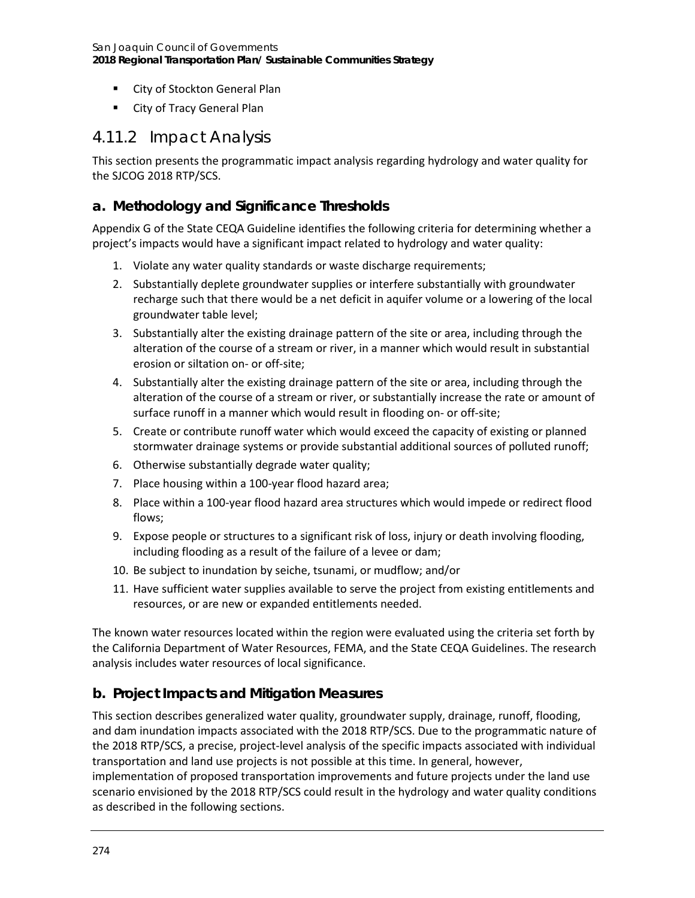- City of Stockton General Plan
- City of Tracy General Plan

## 4.11.2 Impact Analysis

This section presents the programmatic impact analysis regarding hydrology and water quality for the SJCOG 2018 RTP/SCS.

### a. Methodology and Significance Thresholds

Appendix G of the State CEQA Guideline identifies the following criteria for determining whether a project's impacts would have a significant impact related to hydrology and water quality:

1. Violate any water quality standards or waste discharge requirements;
2. Substantially deplete groundwater supplies or interfere substantially with groundwater recharge such that there would be a net deficit in aquifer volume or a lowering of the local groundwater table level;
3. Substantially alter the existing drainage pattern of the site or area, including through the alteration of the course of a stream or river, in a manner which would result in substantial erosion or siltation on- or off-site;
4. Substantially alter the existing drainage pattern of the site or area, including through the alteration of the course of a stream or river, or substantially increase the rate or amount of surface runoff in a manner which would result in flooding on- or off-site;
5. Create or contribute runoff water which would exceed the capacity of existing or planned stormwater drainage systems or provide substantial additional sources of polluted runoff;
6. Otherwise substantially degrade water quality;
7. Place housing within a 100-year flood hazard area;
8. Place within a 100-year flood hazard area structures which would impede or redirect flood flows;
9. Expose people or structures to a significant risk of loss, injury or death involving flooding, including flooding as a result of the failure of a levee or dam;
10. Be subject to inundation by seiche, tsunami, or mudflow; and/or
11. Have sufficient water supplies available to serve the project from existing entitlements and resources, or are new or expanded entitlements needed.

The known water resources located within the region were evaluated using the criteria set forth by the California Department of Water Resources, FEMA, and the State CEQA Guidelines. The research analysis includes water resources of local significance.

### b. Project Impacts and Mitigation Measures

This section describes generalized water quality, groundwater supply, drainage, runoff, flooding, and dam inundation impacts associated with the 2018 RTP/SCS. Due to the programmatic nature of the 2018 RTP/SCS, a precise, project-level analysis of the specific impacts associated with individual transportation and land use projects is not possible at this time. In general, however, implementation of proposed transportation improvements and future projects under the land use scenario envisioned by the 2018 RTP/SCS could result in the hydrology and water quality conditions as described in the following sections.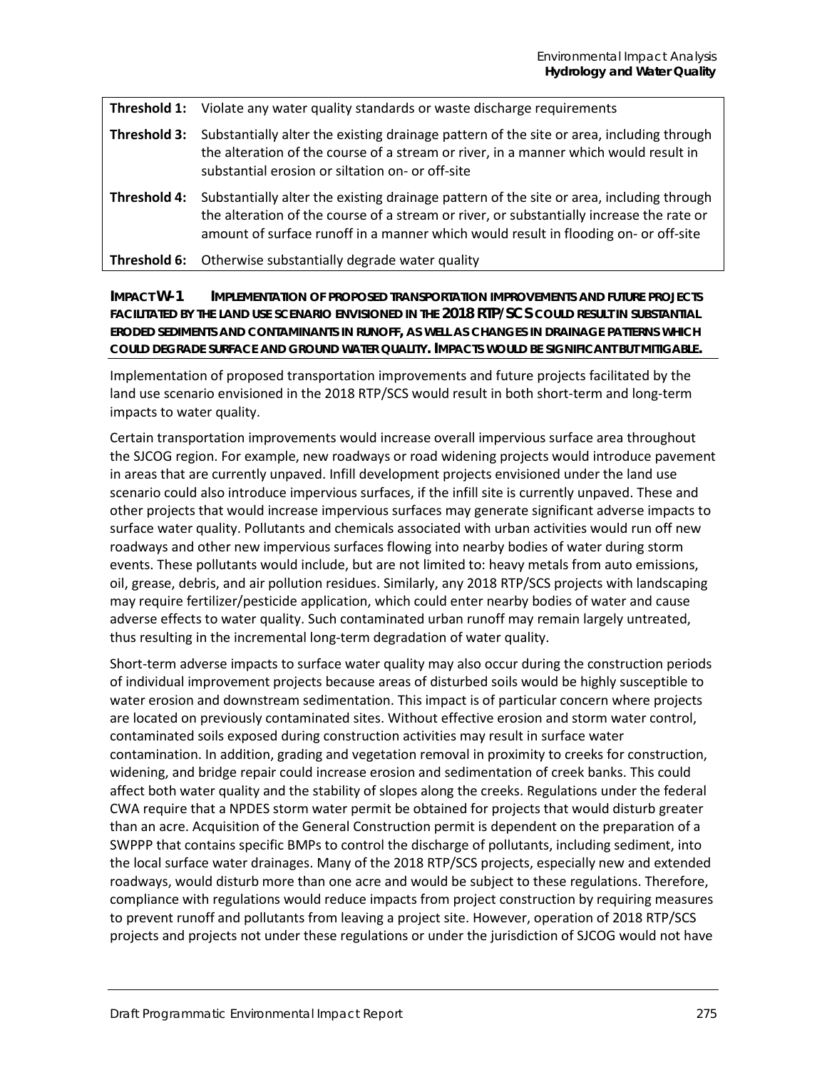| Threshold | Description |
| --- | --- |
| **Threshold 1:** | Violate any water quality standards or waste discharge requirements |
| **Threshold 3:** | Substantially alter the existing drainage pattern of the site or area, including through the alteration of the course of a stream or river, in a manner which would result in substantial erosion or siltation on- or off-site |
| **Threshold 4:** | Substantially alter the existing drainage pattern of the site or area, including through the alteration of the course of a stream or river, or substantially increase the rate or amount of surface runoff in a manner which would result in flooding on- or off-site |
| **Threshold 6:** | Otherwise substantially degrade water quality |

**IMPACT W-1 IMPLEMENTATION OF PROPOSED TRANSPORTATION IMPROVEMENTS AND FUTURE PROJECTS FACILITATED BY THE LAND USE SCENARIO ENVISIONED IN THE 2018 RTP/SCS COULD RESULT IN SUBSTANTIAL ERODED SEDIMENTS AND CONTAMINANTS IN RUNOFF, AS WELL AS CHANGES IN DRAINAGE PATTERNS WHICH COULD DEGRADE SURFACE AND GROUND WATER QUALITY. IMPACTS WOULD BE SIGNIFICANT BUT MITIGABLE.**

Implementation of proposed transportation improvements and future projects facilitated by the land use scenario envisioned in the 2018 RTP/SCS would result in both short-term and long-term impacts to water quality.

Certain transportation improvements would increase overall impervious surface area throughout the SJCOG region. For example, new roadways or road widening projects would introduce pavement in areas that are currently unpaved. Infill development projects envisioned under the land use scenario could also introduce impervious surfaces, if the infill site is currently unpaved. These and other projects that would increase impervious surfaces may generate significant adverse impacts to surface water quality. Pollutants and chemicals associated with urban activities would run off new roadways and other new impervious surfaces flowing into nearby bodies of water during storm events. These pollutants would include, but are not limited to: heavy metals from auto emissions, oil, grease, debris, and air pollution residues. Similarly, any 2018 RTP/SCS projects with landscaping may require fertilizer/pesticide application, which could enter nearby bodies of water and cause adverse effects to water quality. Such contaminated urban runoff may remain largely untreated, thus resulting in the incremental long-term degradation of water quality.

Short-term adverse impacts to surface water quality may also occur during the construction periods of individual improvement projects because areas of disturbed soils would be highly susceptible to water erosion and downstream sedimentation. This impact is of particular concern where projects are located on previously contaminated sites. Without effective erosion and storm water control, contaminated soils exposed during construction activities may result in surface water contamination. In addition, grading and vegetation removal in proximity to creeks for construction, widening, and bridge repair could increase erosion and sedimentation of creek banks. This could affect both water quality and the stability of slopes along the creeks. Regulations under the federal CWA require that a NPDES storm water permit be obtained for projects that would disturb greater than an acre. Acquisition of the General Construction permit is dependent on the preparation of a SWPPP that contains specific BMPs to control the discharge of pollutants, including sediment, into the local surface water drainages. Many of the 2018 RTP/SCS projects, especially new and extended roadways, would disturb more than one acre and would be subject to these regulations. Therefore, compliance with regulations would reduce impacts from project construction by requiring measures to prevent runoff and pollutants from leaving a project site. However, operation of 2018 RTP/SCS projects and projects not under these regulations or under the jurisdiction of SJCOG would not have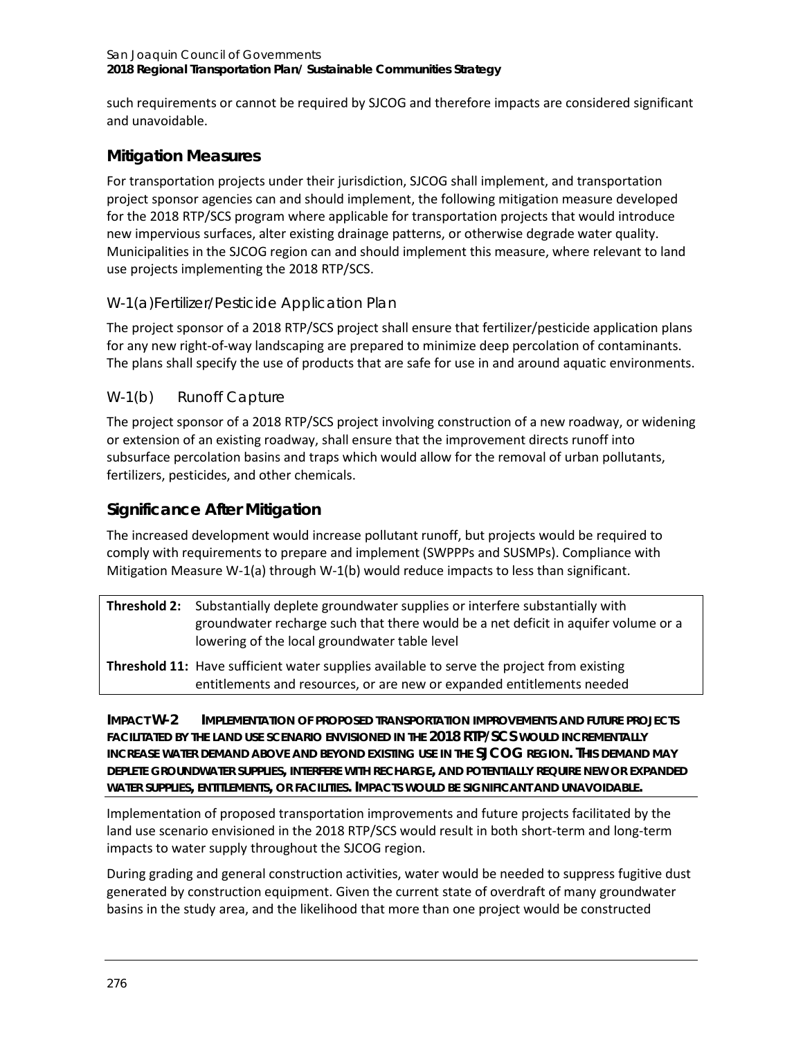such requirements or cannot be required by SJCOG and therefore impacts are considered significant and unavoidable.

## Mitigation Measures

For transportation projects under their jurisdiction, SJCOG shall implement, and transportation project sponsor agencies can and should implement, the following mitigation measure developed for the 2018 RTP/SCS program where applicable for transportation projects that would introduce new impervious surfaces, alter existing drainage patterns, or otherwise degrade water quality. Municipalities in the SJCOG region can and should implement this measure, where relevant to land use projects implementing the 2018 RTP/SCS.

### W-1(a) Fertilizer/Pesticide Application Plan

The project sponsor of a 2018 RTP/SCS project shall ensure that fertilizer/pesticide application plans for any new right-of-way landscaping are prepared to minimize deep percolation of contaminants. The plans shall specify the use of products that are safe for use in and around aquatic environments.

### W-1(b) Runoff Capture

The project sponsor of a 2018 RTP/SCS project involving construction of a new roadway, or widening or extension of an existing roadway, shall ensure that the improvement directs runoff into subsurface percolation basins and traps which would allow for the removal of urban pollutants, fertilizers, pesticides, and other chemicals.

## Significance After Mitigation

The increased development would increase pollutant runoff, but projects would be required to comply with requirements to prepare and implement (SWPPPs and SUSMPs). Compliance with Mitigation Measure W-1(a) through W-1(b) would reduce impacts to less than significant.

| | |
|---|---|
| **Threshold 2:** | Substantially deplete groundwater supplies or interfere substantially with groundwater recharge such that there would be a net deficit in aquifer volume or a lowering of the local groundwater table level |
| **Threshold 11:** | Have sufficient water supplies available to serve the project from existing entitlements and resources, or are new or expanded entitlements needed |

**IMPACT W-2 IMPLEMENTATION OF PROPOSED TRANSPORTATION IMPROVEMENTS AND FUTURE PROJECTS FACILITATED BY THE LAND USE SCENARIO ENVISIONED IN THE 2018 RTP/SCS WOULD INCREMENTALLY INCREASE WATER DEMAND ABOVE AND BEYOND EXISTING USE IN THE SJCOG REGION. THIS DEMAND MAY DEPLETE GROUNDWATER SUPPLIES, INTERFERE WITH RECHARGE, AND POTENTIALLY REQUIRE NEW OR EXPANDED WATER SUPPLIES, ENTITLEMENTS, OR FACILITIES. IMPACTS WOULD BE SIGNIFICANT AND UNAVOIDABLE.**

Implementation of proposed transportation improvements and future projects facilitated by the land use scenario envisioned in the 2018 RTP/SCS would result in both short-term and long-term impacts to water supply throughout the SJCOG region.

During grading and general construction activities, water would be needed to suppress fugitive dust generated by construction equipment. Given the current state of overdraft of many groundwater basins in the study area, and the likelihood that more than one project would be constructed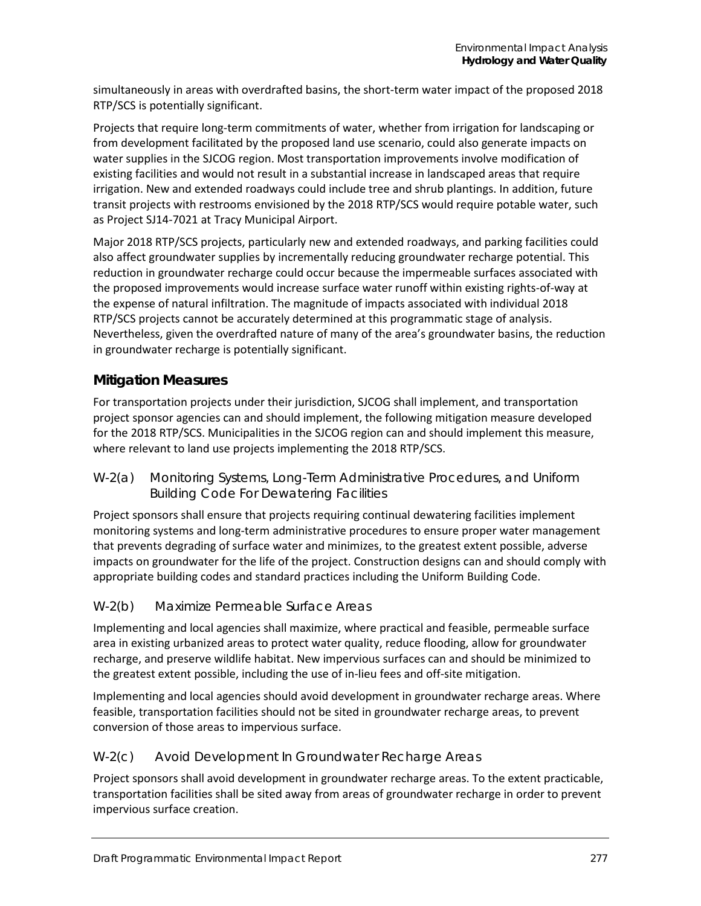simultaneously in areas with overdrafted basins, the short-term water impact of the proposed 2018 RTP/SCS is potentially significant.

Projects that require long-term commitments of water, whether from irrigation for landscaping or from development facilitated by the proposed land use scenario, could also generate impacts on water supplies in the SJCOG region. Most transportation improvements involve modification of existing facilities and would not result in a substantial increase in landscaped areas that require irrigation. New and extended roadways could include tree and shrub plantings. In addition, future transit projects with restrooms envisioned by the 2018 RTP/SCS would require potable water, such as Project SJ14-7021 at Tracy Municipal Airport.

Major 2018 RTP/SCS projects, particularly new and extended roadways, and parking facilities could also affect groundwater supplies by incrementally reducing groundwater recharge potential. This reduction in groundwater recharge could occur because the impermeable surfaces associated with the proposed improvements would increase surface water runoff within existing rights-of-way at the expense of natural infiltration. The magnitude of impacts associated with individual 2018 RTP/SCS projects cannot be accurately determined at this programmatic stage of analysis. Nevertheless, given the overdrafted nature of many of the area's groundwater basins, the reduction in groundwater recharge is potentially significant.

## Mitigation Measures

For transportation projects under their jurisdiction, SJCOG shall implement, and transportation project sponsor agencies can and should implement, the following mitigation measure developed for the 2018 RTP/SCS. Municipalities in the SJCOG region can and should implement this measure, where relevant to land use projects implementing the 2018 RTP/SCS.

### W-2(a) Monitoring Systems, Long-Term Administrative Procedures, and Uniform Building Code For Dewatering Facilities

Project sponsors shall ensure that projects requiring continual dewatering facilities implement monitoring systems and long-term administrative procedures to ensure proper water management that prevents degrading of surface water and minimizes, to the greatest extent possible, adverse impacts on groundwater for the life of the project. Construction designs can and should comply with appropriate building codes and standard practices including the Uniform Building Code.

### W-2(b) Maximize Permeable Surface Areas

Implementing and local agencies shall maximize, where practical and feasible, permeable surface area in existing urbanized areas to protect water quality, reduce flooding, allow for groundwater recharge, and preserve wildlife habitat. New impervious surfaces can and should be minimized to the greatest extent possible, including the use of in-lieu fees and off-site mitigation.

Implementing and local agencies should avoid development in groundwater recharge areas. Where feasible, transportation facilities should not be sited in groundwater recharge areas, to prevent conversion of those areas to impervious surface.

### W-2(c) Avoid Development In Groundwater Recharge Areas

Project sponsors shall avoid development in groundwater recharge areas. To the extent practicable, transportation facilities shall be sited away from areas of groundwater recharge in order to prevent impervious surface creation.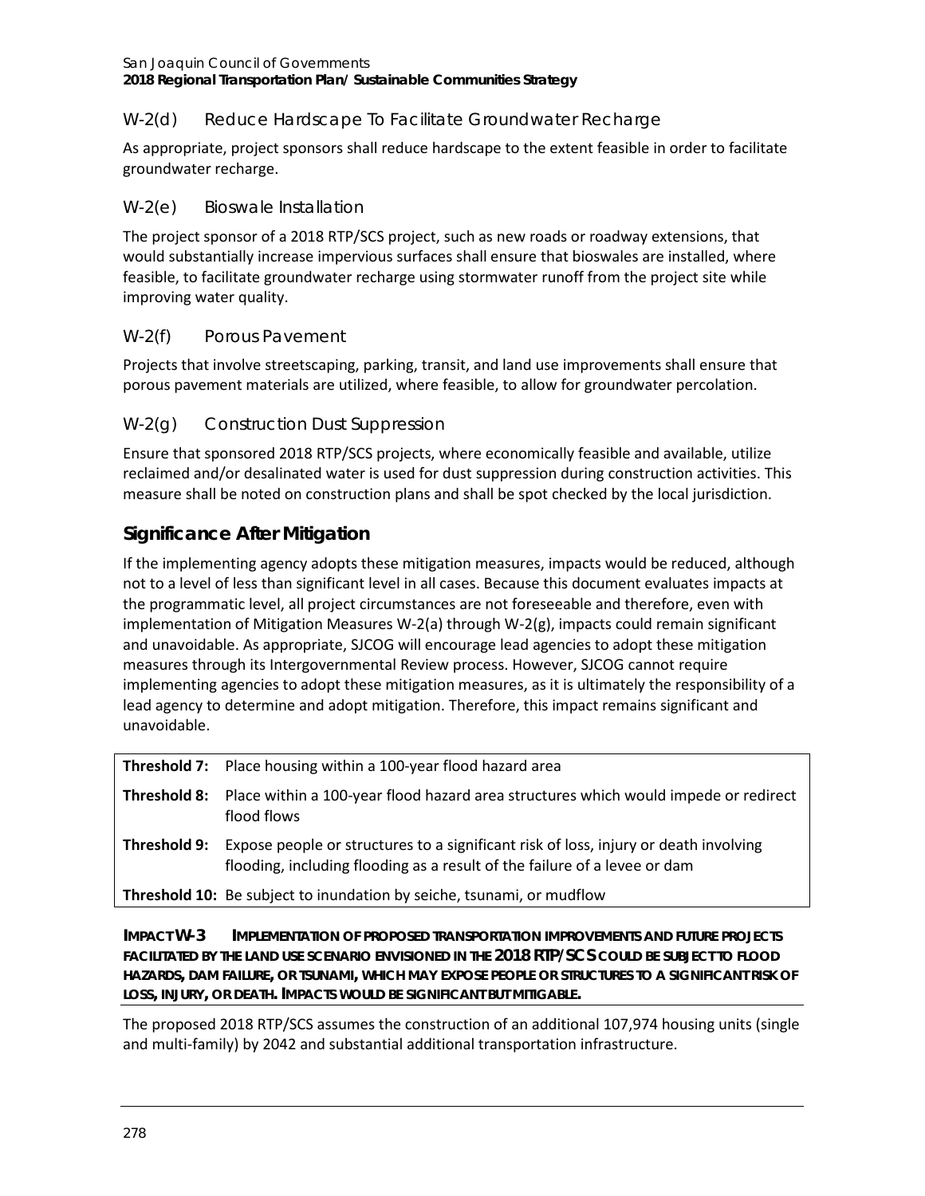### W-2(d) Reduce Hardscape To Facilitate Groundwater Recharge

As appropriate, project sponsors shall reduce hardscape to the extent feasible in order to facilitate groundwater recharge.

### W-2(e) Bioswale Installation

The project sponsor of a 2018 RTP/SCS project, such as new roads or roadway extensions, that would substantially increase impervious surfaces shall ensure that bioswales are installed, where feasible, to facilitate groundwater recharge using stormwater runoff from the project site while improving water quality.

### W-2(f) Porous Pavement

Projects that involve streetscaping, parking, transit, and land use improvements shall ensure that porous pavement materials are utilized, where feasible, to allow for groundwater percolation.

### W-2(g) Construction Dust Suppression

Ensure that sponsored 2018 RTP/SCS projects, where economically feasible and available, utilize reclaimed and/or desalinated water is used for dust suppression during construction activities. This measure shall be noted on construction plans and shall be spot checked by the local jurisdiction.

## Significance After Mitigation

If the implementing agency adopts these mitigation measures, impacts would be reduced, although not to a level of less than significant level in all cases. Because this document evaluates impacts at the programmatic level, all project circumstances are not foreseeable and therefore, even with implementation of Mitigation Measures W-2(a) through W-2(g), impacts could remain significant and unavoidable. As appropriate, SJCOG will encourage lead agencies to adopt these mitigation measures through its Intergovernmental Review process. However, SJCOG cannot require implementing agencies to adopt these mitigation measures, as it is ultimately the responsibility of a lead agency to determine and adopt mitigation. Therefore, this impact remains significant and unavoidable.

| | |
|---|---|
| **Threshold 7:** | Place housing within a 100-year flood hazard area |
| **Threshold 8:** | Place within a 100-year flood hazard area structures which would impede or redirect flood flows |
| **Threshold 9:** | Expose people or structures to a significant risk of loss, injury or death involving flooding, including flooding as a result of the failure of a levee or dam |
| **Threshold 10:** | Be subject to inundation by seiche, tsunami, or mudflow |

**IMPACT W-3 IMPLEMENTATION OF PROPOSED TRANSPORTATION IMPROVEMENTS AND FUTURE PROJECTS FACILITATED BY THE LAND USE SCENARIO ENVISIONED IN THE 2018 RTP/SCS COULD BE SUBJECT TO FLOOD HAZARDS, DAM FAILURE, OR TSUNAMI, WHICH MAY EXPOSE PEOPLE OR STRUCTURES TO A SIGNIFICANT RISK OF LOSS, INJURY, OR DEATH. IMPACTS WOULD BE SIGNIFICANT BUT MITIGABLE.**

The proposed 2018 RTP/SCS assumes the construction of an additional 107,974 housing units (single and multi-family) by 2042 and substantial additional transportation infrastructure.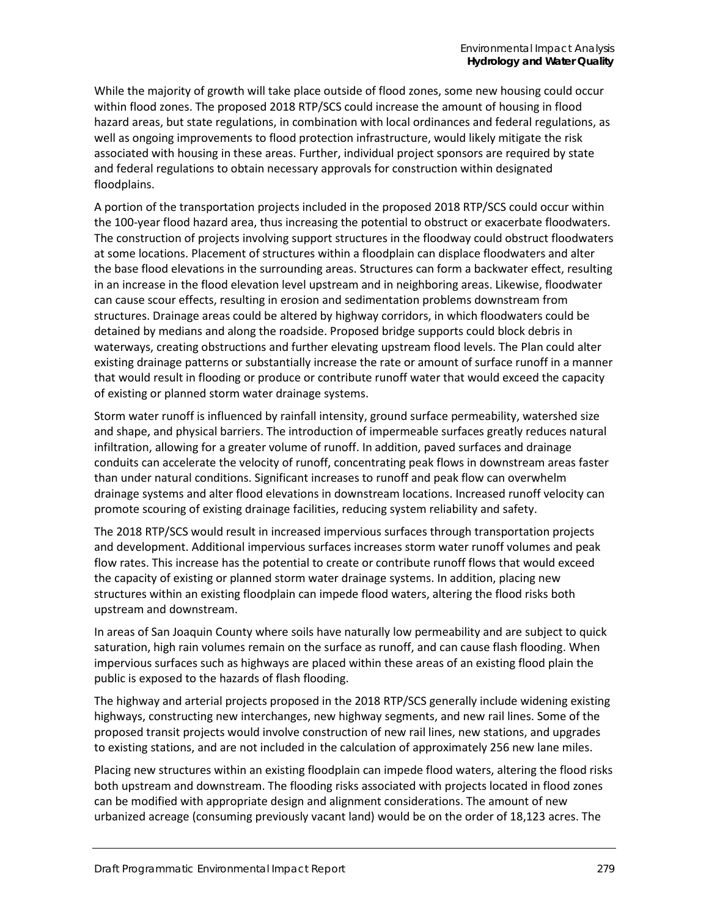While the majority of growth will take place outside of flood zones, some new housing could occur within flood zones. The proposed 2018 RTP/SCS could increase the amount of housing in flood hazard areas, but state regulations, in combination with local ordinances and federal regulations, as well as ongoing improvements to flood protection infrastructure, would likely mitigate the risk associated with housing in these areas. Further, individual project sponsors are required by state and federal regulations to obtain necessary approvals for construction within designated floodplains.

A portion of the transportation projects included in the proposed 2018 RTP/SCS could occur within the 100-year flood hazard area, thus increasing the potential to obstruct or exacerbate floodwaters. The construction of projects involving support structures in the floodway could obstruct floodwaters at some locations. Placement of structures within a floodplain can displace floodwaters and alter the base flood elevations in the surrounding areas. Structures can form a backwater effect, resulting in an increase in the flood elevation level upstream and in neighboring areas. Likewise, floodwater can cause scour effects, resulting in erosion and sedimentation problems downstream from structures. Drainage areas could be altered by highway corridors, in which floodwaters could be detained by medians and along the roadside. Proposed bridge supports could block debris in waterways, creating obstructions and further elevating upstream flood levels. The Plan could alter existing drainage patterns or substantially increase the rate or amount of surface runoff in a manner that would result in flooding or produce or contribute runoff water that would exceed the capacity of existing or planned storm water drainage systems.

Storm water runoff is influenced by rainfall intensity, ground surface permeability, watershed size and shape, and physical barriers. The introduction of impermeable surfaces greatly reduces natural infiltration, allowing for a greater volume of runoff. In addition, paved surfaces and drainage conduits can accelerate the velocity of runoff, concentrating peak flows in downstream areas faster than under natural conditions. Significant increases to runoff and peak flow can overwhelm drainage systems and alter flood elevations in downstream locations. Increased runoff velocity can promote scouring of existing drainage facilities, reducing system reliability and safety.

The 2018 RTP/SCS would result in increased impervious surfaces through transportation projects and development. Additional impervious surfaces increases storm water runoff volumes and peak flow rates. This increase has the potential to create or contribute runoff flows that would exceed the capacity of existing or planned storm water drainage systems. In addition, placing new structures within an existing floodplain can impede flood waters, altering the flood risks both upstream and downstream.

In areas of San Joaquin County where soils have naturally low permeability and are subject to quick saturation, high rain volumes remain on the surface as runoff, and can cause flash flooding. When impervious surfaces such as highways are placed within these areas of an existing flood plain the public is exposed to the hazards of flash flooding.

The highway and arterial projects proposed in the 2018 RTP/SCS generally include widening existing highways, constructing new interchanges, new highway segments, and new rail lines. Some of the proposed transit projects would involve construction of new rail lines, new stations, and upgrades to existing stations, and are not included in the calculation of approximately 256 new lane miles.

Placing new structures within an existing floodplain can impede flood waters, altering the flood risks both upstream and downstream. The flooding risks associated with projects located in flood zones can be modified with appropriate design and alignment considerations. The amount of new urbanized acreage (consuming previously vacant land) would be on the order of 18,123 acres. The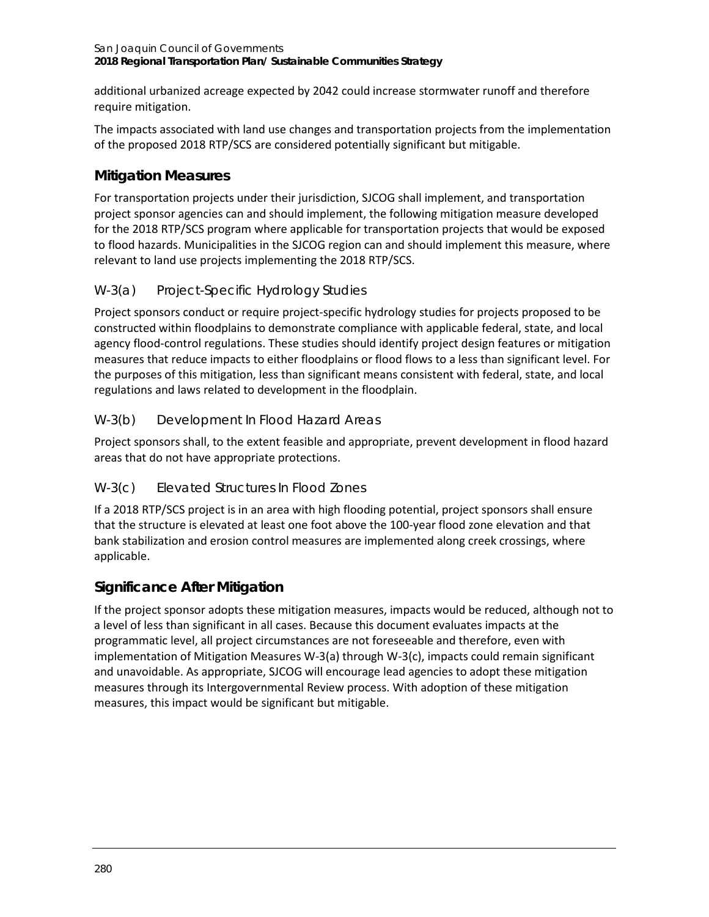additional urbanized acreage expected by 2042 could increase stormwater runoff and therefore require mitigation.

The impacts associated with land use changes and transportation projects from the implementation of the proposed 2018 RTP/SCS are considered potentially significant but mitigable.

## Mitigation Measures

For transportation projects under their jurisdiction, SJCOG shall implement, and transportation project sponsor agencies can and should implement, the following mitigation measure developed for the 2018 RTP/SCS program where applicable for transportation projects that would be exposed to flood hazards. Municipalities in the SJCOG region can and should implement this measure, where relevant to land use projects implementing the 2018 RTP/SCS.

### W-3(a) Project-Specific Hydrology Studies

Project sponsors conduct or require project-specific hydrology studies for projects proposed to be constructed within floodplains to demonstrate compliance with applicable federal, state, and local agency flood-control regulations. These studies should identify project design features or mitigation measures that reduce impacts to either floodplains or flood flows to a less than significant level. For the purposes of this mitigation, less than significant means consistent with federal, state, and local regulations and laws related to development in the floodplain.

### W-3(b) Development In Flood Hazard Areas

Project sponsors shall, to the extent feasible and appropriate, prevent development in flood hazard areas that do not have appropriate protections.

### W-3(c) Elevated Structures In Flood Zones

If a 2018 RTP/SCS project is in an area with high flooding potential, project sponsors shall ensure that the structure is elevated at least one foot above the 100-year flood zone elevation and that bank stabilization and erosion control measures are implemented along creek crossings, where applicable.

## Significance After Mitigation

If the project sponsor adopts these mitigation measures, impacts would be reduced, although not to a level of less than significant in all cases. Because this document evaluates impacts at the programmatic level, all project circumstances are not foreseeable and therefore, even with implementation of Mitigation Measures W-3(a) through W-3(c), impacts could remain significant and unavoidable. As appropriate, SJCOG will encourage lead agencies to adopt these mitigation measures through its Intergovernmental Review process. With adoption of these mitigation measures, this impact would be significant but mitigable.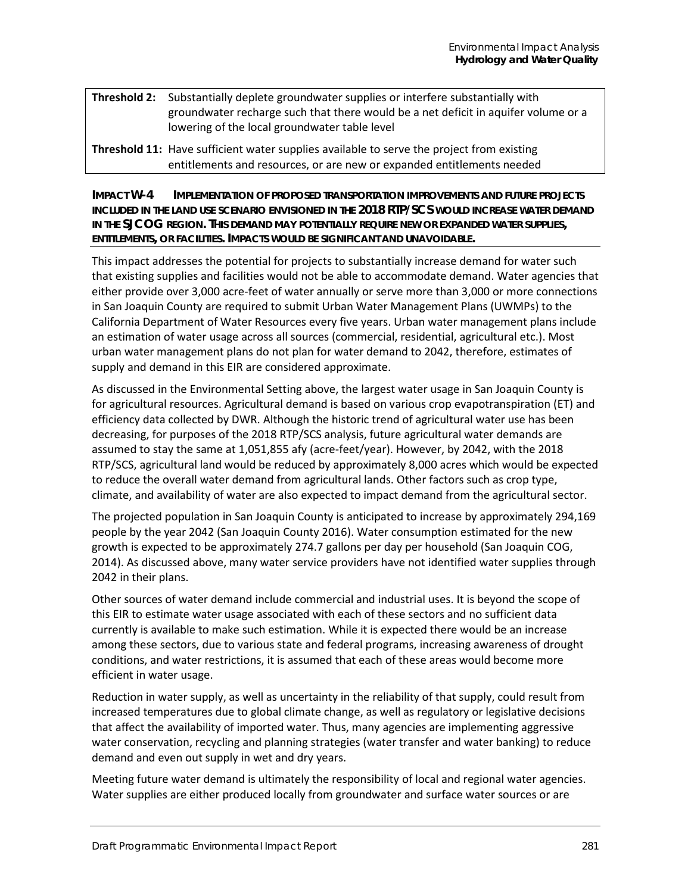| | |
|---|---|
| **Threshold 2:** | Substantially deplete groundwater supplies or interfere substantially with groundwater recharge such that there would be a net deficit in aquifer volume or a lowering of the local groundwater table level |
| **Threshold 11:** | Have sufficient water supplies available to serve the project from existing entitlements and resources, or are new or expanded entitlements needed |

**IMPACT W-4 IMPLEMENTATION OF PROPOSED TRANSPORTATION IMPROVEMENTS AND FUTURE PROJECTS INCLUDED IN THE LAND USE SCENARIO ENVISIONED IN THE 2018 RTP/SCS WOULD INCREASE WATER DEMAND IN THE SJCOG REGION. THIS DEMAND MAY POTENTIALLY REQUIRE NEW OR EXPANDED WATER SUPPLIES, ENTITLEMENTS, OR FACILITIES. IMPACTS WOULD BE SIGNIFICANT AND UNAVOIDABLE.**

This impact addresses the potential for projects to substantially increase demand for water such that existing supplies and facilities would not be able to accommodate demand. Water agencies that either provide over 3,000 acre-feet of water annually or serve more than 3,000 or more connections in San Joaquin County are required to submit Urban Water Management Plans (UWMPs) to the California Department of Water Resources every five years. Urban water management plans include an estimation of water usage across all sources (commercial, residential, agricultural etc.). Most urban water management plans do not plan for water demand to 2042, therefore, estimates of supply and demand in this EIR are considered approximate.

As discussed in the Environmental Setting above, the largest water usage in San Joaquin County is for agricultural resources. Agricultural demand is based on various crop evapotranspiration (ET) and efficiency data collected by DWR. Although the historic trend of agricultural water use has been decreasing, for purposes of the 2018 RTP/SCS analysis, future agricultural water demands are assumed to stay the same at 1,051,855 afy (acre-feet/year). However, by 2042, with the 2018 RTP/SCS, agricultural land would be reduced by approximately 8,000 acres which would be expected to reduce the overall water demand from agricultural lands. Other factors such as crop type, climate, and availability of water are also expected to impact demand from the agricultural sector.

The projected population in San Joaquin County is anticipated to increase by approximately 294,169 people by the year 2042 (San Joaquin County 2016). Water consumption estimated for the new growth is expected to be approximately 274.7 gallons per day per household (San Joaquin COG, 2014). As discussed above, many water service providers have not identified water supplies through 2042 in their plans.

Other sources of water demand include commercial and industrial uses. It is beyond the scope of this EIR to estimate water usage associated with each of these sectors and no sufficient data currently is available to make such estimation. While it is expected there would be an increase among these sectors, due to various state and federal programs, increasing awareness of drought conditions, and water restrictions, it is assumed that each of these areas would become more efficient in water usage.

Reduction in water supply, as well as uncertainty in the reliability of that supply, could result from increased temperatures due to global climate change, as well as regulatory or legislative decisions that affect the availability of imported water. Thus, many agencies are implementing aggressive water conservation, recycling and planning strategies (water transfer and water banking) to reduce demand and even out supply in wet and dry years.

Meeting future water demand is ultimately the responsibility of local and regional water agencies. Water supplies are either produced locally from groundwater and surface water sources or are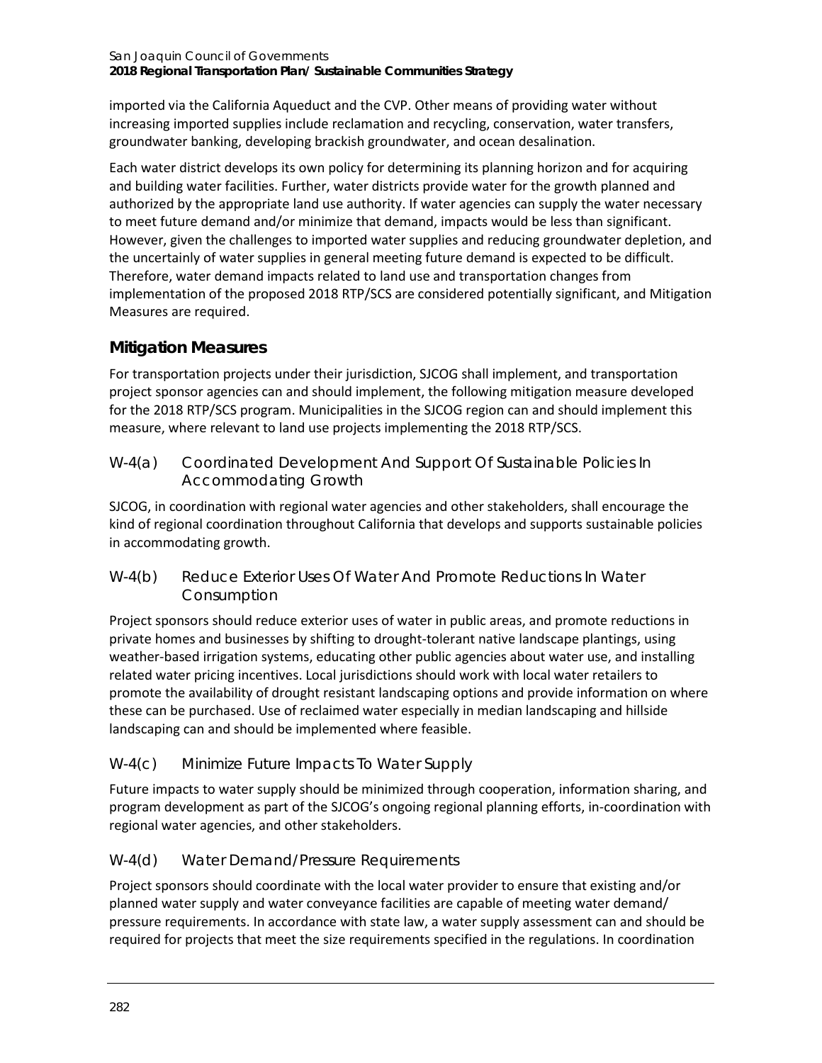imported via the California Aqueduct and the CVP. Other means of providing water without increasing imported supplies include reclamation and recycling, conservation, water transfers, groundwater banking, developing brackish groundwater, and ocean desalination.

Each water district develops its own policy for determining its planning horizon and for acquiring and building water facilities. Further, water districts provide water for the growth planned and authorized by the appropriate land use authority. If water agencies can supply the water necessary to meet future demand and/or minimize that demand, impacts would be less than significant. However, given the challenges to imported water supplies and reducing groundwater depletion, and the uncertainly of water supplies in general meeting future demand is expected to be difficult. Therefore, water demand impacts related to land use and transportation changes from implementation of the proposed 2018 RTP/SCS are considered potentially significant, and Mitigation Measures are required.

## Mitigation Measures

For transportation projects under their jurisdiction, SJCOG shall implement, and transportation project sponsor agencies can and should implement, the following mitigation measure developed for the 2018 RTP/SCS program. Municipalities in the SJCOG region can and should implement this measure, where relevant to land use projects implementing the 2018 RTP/SCS.

### W-4(a) Coordinated Development And Support Of Sustainable Policies In Accommodating Growth

SJCOG, in coordination with regional water agencies and other stakeholders, shall encourage the kind of regional coordination throughout California that develops and supports sustainable policies in accommodating growth.

### W-4(b) Reduce Exterior Uses Of Water And Promote Reductions In Water Consumption

Project sponsors should reduce exterior uses of water in public areas, and promote reductions in private homes and businesses by shifting to drought-tolerant native landscape plantings, using weather-based irrigation systems, educating other public agencies about water use, and installing related water pricing incentives. Local jurisdictions should work with local water retailers to promote the availability of drought resistant landscaping options and provide information on where these can be purchased. Use of reclaimed water especially in median landscaping and hillside landscaping can and should be implemented where feasible.

### W-4(c) Minimize Future Impacts To Water Supply

Future impacts to water supply should be minimized through cooperation, information sharing, and program development as part of the SJCOG's ongoing regional planning efforts, in-coordination with regional water agencies, and other stakeholders.

### W-4(d) Water Demand/Pressure Requirements

Project sponsors should coordinate with the local water provider to ensure that existing and/or planned water supply and water conveyance facilities are capable of meeting water demand/ pressure requirements. In accordance with state law, a water supply assessment can and should be required for projects that meet the size requirements specified in the regulations. In coordination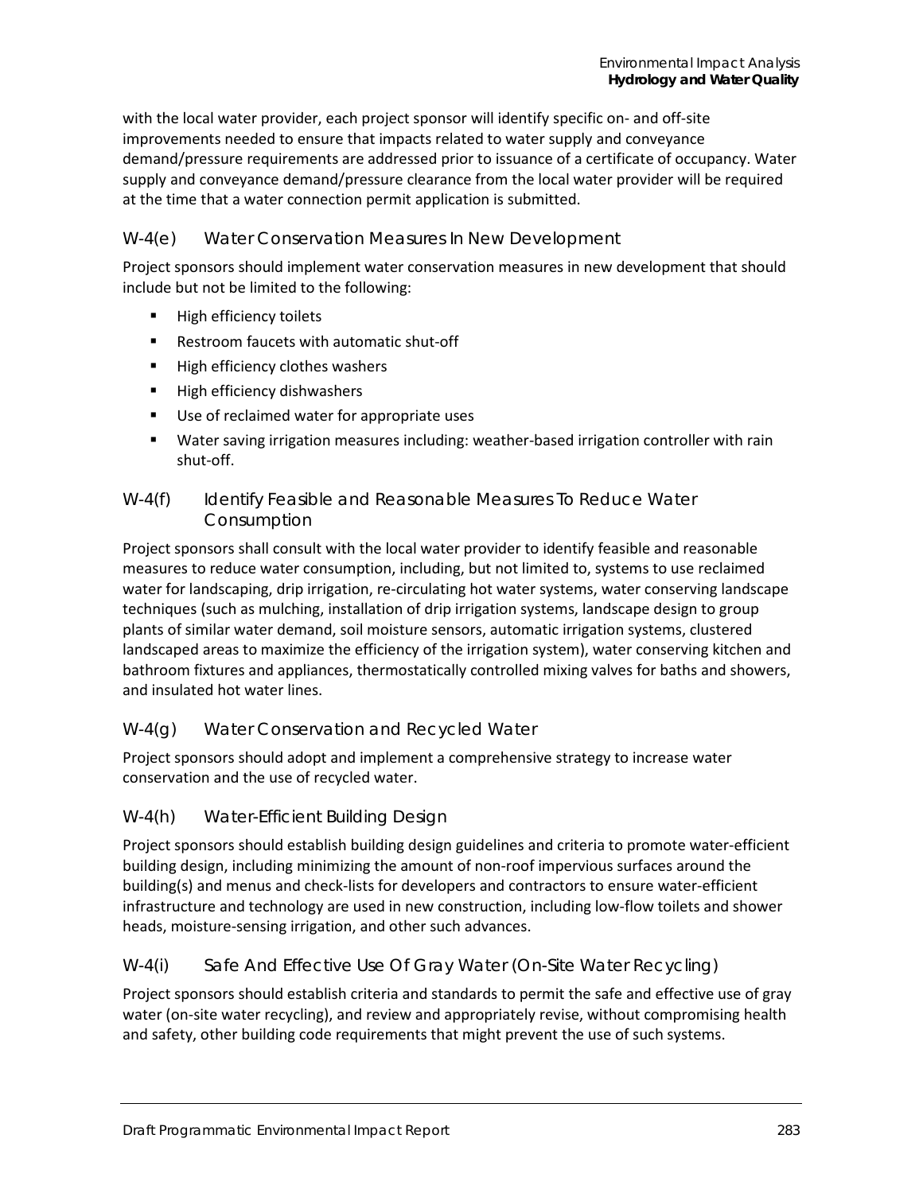with the local water provider, each project sponsor will identify specific on- and off-site improvements needed to ensure that impacts related to water supply and conveyance demand/pressure requirements are addressed prior to issuance of a certificate of occupancy. Water supply and conveyance demand/pressure clearance from the local water provider will be required at the time that a water connection permit application is submitted.

### W-4(e) Water Conservation Measures In New Development

Project sponsors should implement water conservation measures in new development that should include but not be limited to the following:

- High efficiency toilets
- Restroom faucets with automatic shut-off
- High efficiency clothes washers
- High efficiency dishwashers
- Use of reclaimed water for appropriate uses
- Water saving irrigation measures including: weather-based irrigation controller with rain shut-off.

### W-4(f) Identify Feasible and Reasonable Measures To Reduce Water Consumption

Project sponsors shall consult with the local water provider to identify feasible and reasonable measures to reduce water consumption, including, but not limited to, systems to use reclaimed water for landscaping, drip irrigation, re-circulating hot water systems, water conserving landscape techniques (such as mulching, installation of drip irrigation systems, landscape design to group plants of similar water demand, soil moisture sensors, automatic irrigation systems, clustered landscaped areas to maximize the efficiency of the irrigation system), water conserving kitchen and bathroom fixtures and appliances, thermostatically controlled mixing valves for baths and showers, and insulated hot water lines.

### W-4(g) Water Conservation and Recycled Water

Project sponsors should adopt and implement a comprehensive strategy to increase water conservation and the use of recycled water.

### W-4(h) Water-Efficient Building Design

Project sponsors should establish building design guidelines and criteria to promote water-efficient building design, including minimizing the amount of non-roof impervious surfaces around the building(s) and menus and check-lists for developers and contractors to ensure water-efficient infrastructure and technology are used in new construction, including low-flow toilets and shower heads, moisture-sensing irrigation, and other such advances.

### W-4(i) Safe And Effective Use Of Gray Water (On-Site Water Recycling)

Project sponsors should establish criteria and standards to permit the safe and effective use of gray water (on-site water recycling), and review and appropriately revise, without compromising health and safety, other building code requirements that might prevent the use of such systems.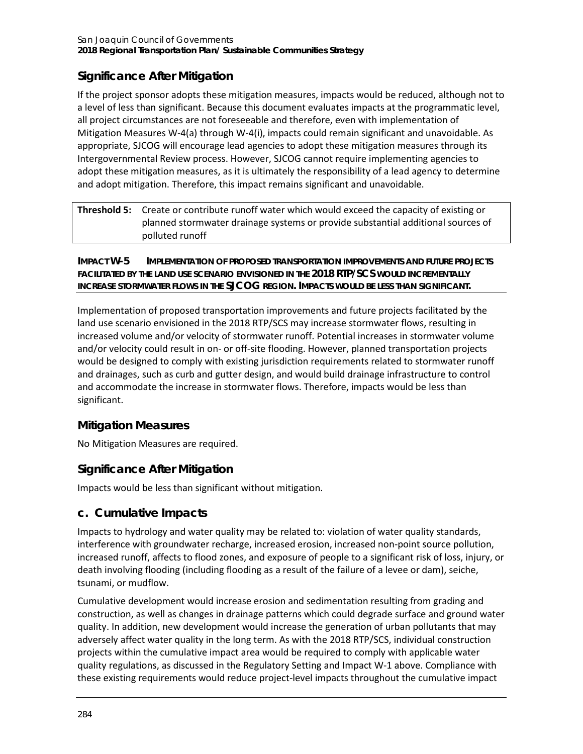### Significance After Mitigation

If the project sponsor adopts these mitigation measures, impacts would be reduced, although not to a level of less than significant. Because this document evaluates impacts at the programmatic level, all project circumstances are not foreseeable and therefore, even with implementation of Mitigation Measures W-4(a) through W-4(i), impacts could remain significant and unavoidable. As appropriate, SJCOG will encourage lead agencies to adopt these mitigation measures through its Intergovernmental Review process. However, SJCOG cannot require implementing agencies to adopt these mitigation measures, as it is ultimately the responsibility of a lead agency to determine and adopt mitigation. Therefore, this impact remains significant and unavoidable.

| **Threshold 5:** | Create or contribute runoff water which would exceed the capacity of existing or planned stormwater drainage systems or provide substantial additional sources of polluted runoff |
|---|---|

**IMPACT W-5 IMPLEMENTATION OF PROPOSED TRANSPORTATION IMPROVEMENTS AND FUTURE PROJECTS FACILITATED BY THE LAND USE SCENARIO ENVISIONED IN THE 2018 RTP/SCS WOULD INCREMENTALLY INCREASE STORMWATER FLOWS IN THE SJCOG REGION. IMPACTS WOULD BE LESS THAN SIGNIFICANT.**

Implementation of proposed transportation improvements and future projects facilitated by the land use scenario envisioned in the 2018 RTP/SCS may increase stormwater flows, resulting in increased volume and/or velocity of stormwater runoff. Potential increases in stormwater volume and/or velocity could result in on- or off-site flooding. However, planned transportation projects would be designed to comply with existing jurisdiction requirements related to stormwater runoff and drainages, such as curb and gutter design, and would build drainage infrastructure to control and accommodate the increase in stormwater flows. Therefore, impacts would be less than significant.

### Mitigation Measures

No Mitigation Measures are required.

### Significance After Mitigation

Impacts would be less than significant without mitigation.

## c. Cumulative Impacts

Impacts to hydrology and water quality may be related to: violation of water quality standards, interference with groundwater recharge, increased erosion, increased non-point source pollution, increased runoff, affects to flood zones, and exposure of people to a significant risk of loss, injury, or death involving flooding (including flooding as a result of the failure of a levee or dam), seiche, tsunami, or mudflow.

Cumulative development would increase erosion and sedimentation resulting from grading and construction, as well as changes in drainage patterns which could degrade surface and ground water quality. In addition, new development would increase the generation of urban pollutants that may adversely affect water quality in the long term. As with the 2018 RTP/SCS, individual construction projects within the cumulative impact area would be required to comply with applicable water quality regulations, as discussed in the Regulatory Setting and Impact W-1 above. Compliance with these existing requirements would reduce project-level impacts throughout the cumulative impact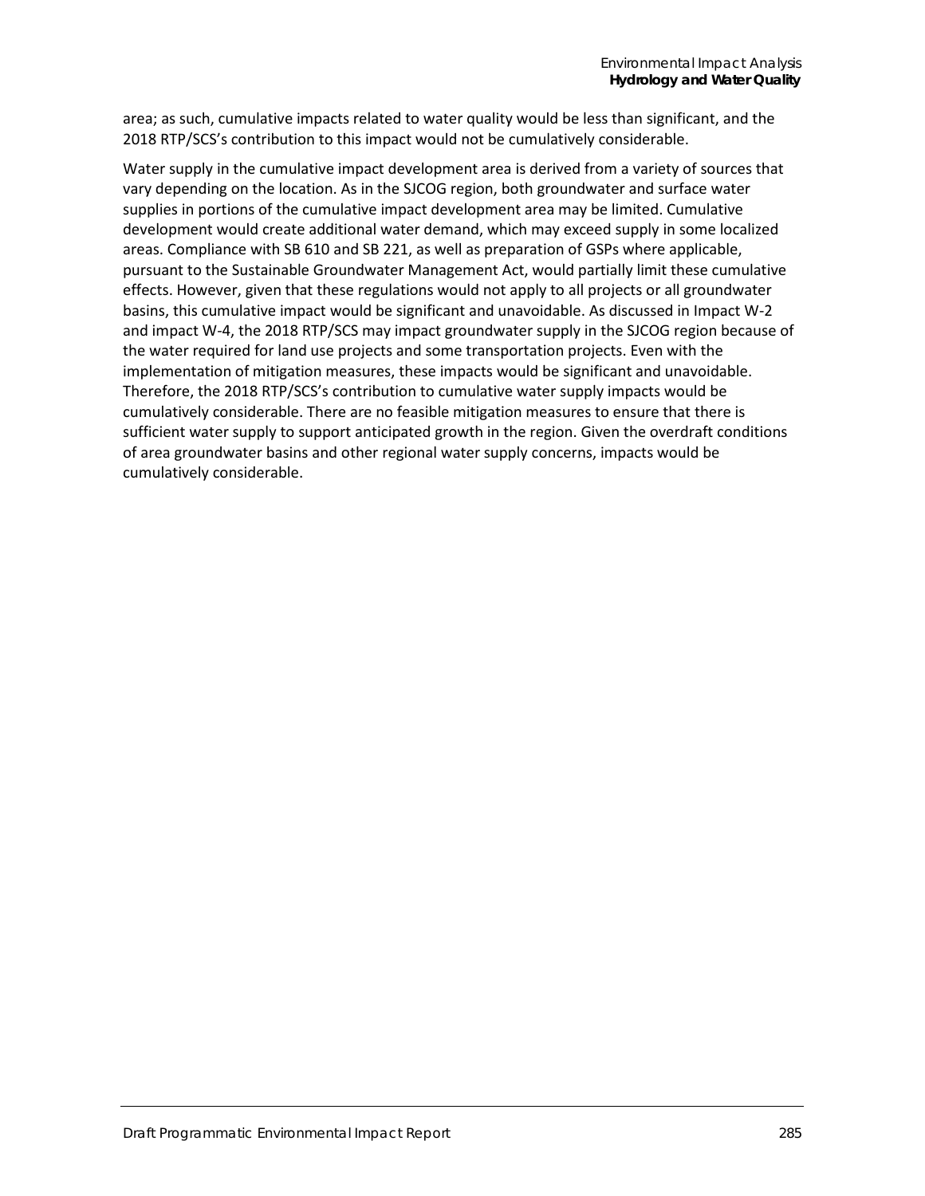area; as such, cumulative impacts related to water quality would be less than significant, and the 2018 RTP/SCS's contribution to this impact would not be cumulatively considerable.

Water supply in the cumulative impact development area is derived from a variety of sources that vary depending on the location. As in the SJCOG region, both groundwater and surface water supplies in portions of the cumulative impact development area may be limited. Cumulative development would create additional water demand, which may exceed supply in some localized areas. Compliance with SB 610 and SB 221, as well as preparation of GSPs where applicable, pursuant to the Sustainable Groundwater Management Act, would partially limit these cumulative effects. However, given that these regulations would not apply to all projects or all groundwater basins, this cumulative impact would be significant and unavoidable. As discussed in Impact W-2 and impact W-4, the 2018 RTP/SCS may impact groundwater supply in the SJCOG region because of the water required for land use projects and some transportation projects. Even with the implementation of mitigation measures, these impacts would be significant and unavoidable. Therefore, the 2018 RTP/SCS's contribution to cumulative water supply impacts would be cumulatively considerable. There are no feasible mitigation measures to ensure that there is sufficient water supply to support anticipated growth in the region. Given the overdraft conditions of area groundwater basins and other regional water supply concerns, impacts would be cumulatively considerable.